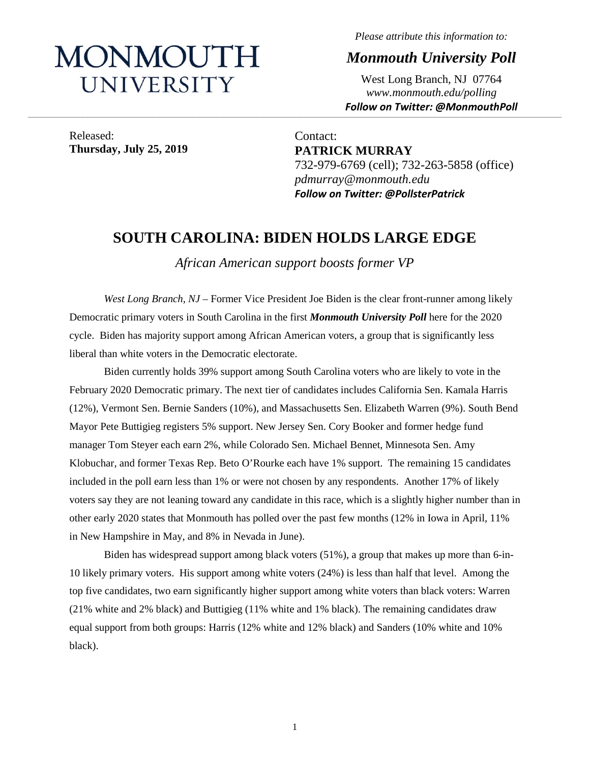MONMOUTH UNIVERSITY

*Please attribute this information to:*

***Monmouth University Poll***

West Long Branch, NJ 07764
*www.monmouth.edu/polling*
***Follow on Twitter: @MonmouthPoll***

Released:
**Thursday, July 25, 2019**

Contact:
**PATRICK MURRAY**
732-979-6769 (cell); 732-263-5858 (office)
*pdmurray@monmouth.edu*
***Follow on Twitter: @PollsterPatrick***

## SOUTH CAROLINA: BIDEN HOLDS LARGE EDGE

*African American support boosts former VP*

*West Long Branch, NJ* – Former Vice President Joe Biden is the clear front-runner among likely Democratic primary voters in South Carolina in the first ***Monmouth University Poll*** here for the 2020 cycle. Biden has majority support among African American voters, a group that is significantly less liberal than white voters in the Democratic electorate.

Biden currently holds 39% support among South Carolina voters who are likely to vote in the February 2020 Democratic primary. The next tier of candidates includes California Sen. Kamala Harris (12%), Vermont Sen. Bernie Sanders (10%), and Massachusetts Sen. Elizabeth Warren (9%). South Bend Mayor Pete Buttigieg registers 5% support. New Jersey Sen. Cory Booker and former hedge fund manager Tom Steyer each earn 2%, while Colorado Sen. Michael Bennet, Minnesota Sen. Amy Klobuchar, and former Texas Rep. Beto O'Rourke each have 1% support. The remaining 15 candidates included in the poll earn less than 1% or were not chosen by any respondents. Another 17% of likely voters say they are not leaning toward any candidate in this race, which is a slightly higher number than in other early 2020 states that Monmouth has polled over the past few months (12% in Iowa in April, 11% in New Hampshire in May, and 8% in Nevada in June).

Biden has widespread support among black voters (51%), a group that makes up more than 6-in-10 likely primary voters. His support among white voters (24%) is less than half that level. Among the top five candidates, two earn significantly higher support among white voters than black voters: Warren (21% white and 2% black) and Buttigieg (11% white and 1% black). The remaining candidates draw equal support from both groups: Harris (12% white and 12% black) and Sanders (10% white and 10% black).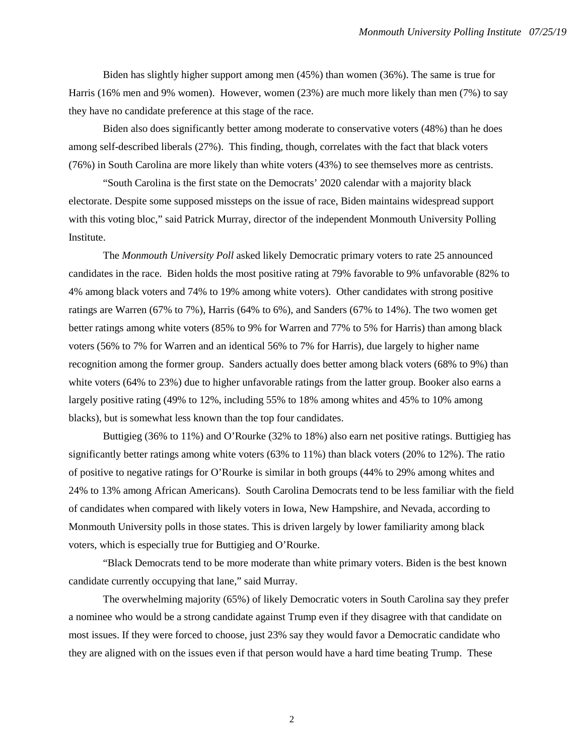Biden has slightly higher support among men (45%) than women (36%). The same is true for Harris (16% men and 9% women). However, women (23%) are much more likely than men (7%) to say they have no candidate preference at this stage of the race.

Biden also does significantly better among moderate to conservative voters (48%) than he does among self-described liberals (27%). This finding, though, correlates with the fact that black voters (76%) in South Carolina are more likely than white voters (43%) to see themselves more as centrists.

"South Carolina is the first state on the Democrats' 2020 calendar with a majority black electorate. Despite some supposed missteps on the issue of race, Biden maintains widespread support with this voting bloc," said Patrick Murray, director of the independent Monmouth University Polling Institute.

The *Monmouth University Poll* asked likely Democratic primary voters to rate 25 announced candidates in the race. Biden holds the most positive rating at 79% favorable to 9% unfavorable (82% to 4% among black voters and 74% to 19% among white voters). Other candidates with strong positive ratings are Warren (67% to 7%), Harris (64% to 6%), and Sanders (67% to 14%). The two women get better ratings among white voters (85% to 9% for Warren and 77% to 5% for Harris) than among black voters (56% to 7% for Warren and an identical 56% to 7% for Harris), due largely to higher name recognition among the former group. Sanders actually does better among black voters (68% to 9%) than white voters (64% to 23%) due to higher unfavorable ratings from the latter group. Booker also earns a largely positive rating (49% to 12%, including 55% to 18% among whites and 45% to 10% among blacks), but is somewhat less known than the top four candidates.

Buttigieg (36% to 11%) and O'Rourke (32% to 18%) also earn net positive ratings. Buttigieg has significantly better ratings among white voters (63% to 11%) than black voters (20% to 12%). The ratio of positive to negative ratings for O'Rourke is similar in both groups (44% to 29% among whites and 24% to 13% among African Americans). South Carolina Democrats tend to be less familiar with the field of candidates when compared with likely voters in Iowa, New Hampshire, and Nevada, according to Monmouth University polls in those states. This is driven largely by lower familiarity among black voters, which is especially true for Buttigieg and O'Rourke.

"Black Democrats tend to be more moderate than white primary voters. Biden is the best known candidate currently occupying that lane," said Murray.

The overwhelming majority (65%) of likely Democratic voters in South Carolina say they prefer a nominee who would be a strong candidate against Trump even if they disagree with that candidate on most issues. If they were forced to choose, just 23% say they would favor a Democratic candidate who they are aligned with on the issues even if that person would have a hard time beating Trump. These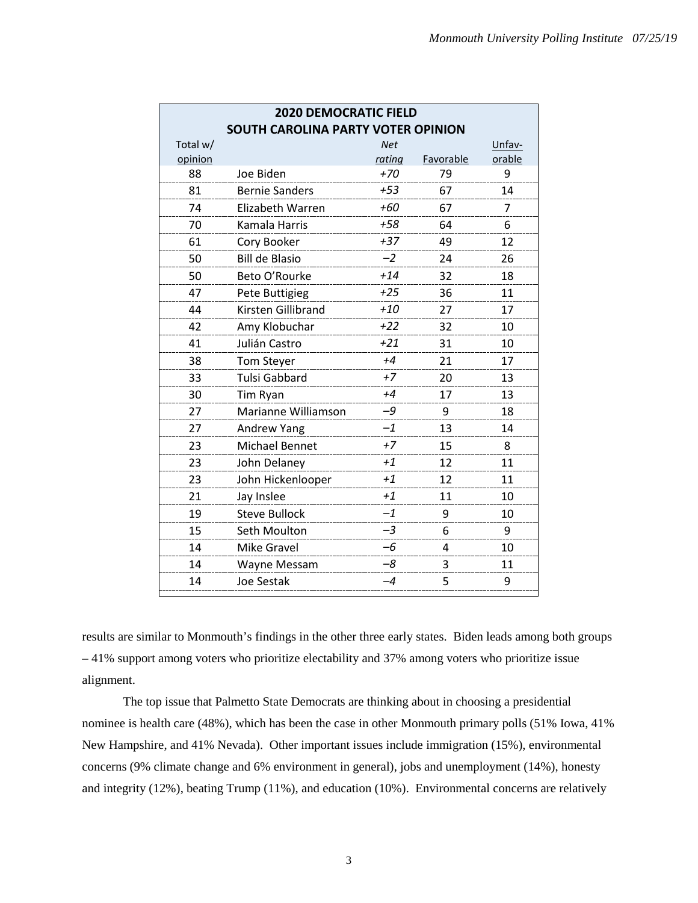| 2020 DEMOCRATIC FIELD SOUTH CAROLINA PARTY VOTER OPINION | | | | |
|---|---|---|---|---|
| Total w/ opinion | | *Net rating* | Favorable | Unfav-orable |
| 88 | Joe Biden | *+70* | 79 | 9 |
| 81 | Bernie Sanders | *+53* | 67 | 14 |
| 74 | Elizabeth Warren | *+60* | 67 | 7 |
| 70 | Kamala Harris | *+58* | 64 | 6 |
| 61 | Cory Booker | *+37* | 49 | 12 |
| 50 | Bill de Blasio | *–2* | 24 | 26 |
| 50 | Beto O'Rourke | *+14* | 32 | 18 |
| 47 | Pete Buttigieg | *+25* | 36 | 11 |
| 44 | Kirsten Gillibrand | *+10* | 27 | 17 |
| 42 | Amy Klobuchar | *+22* | 32 | 10 |
| 41 | Julián Castro | *+21* | 31 | 10 |
| 38 | Tom Steyer | *+4* | 21 | 17 |
| 33 | Tulsi Gabbard | *+7* | 20 | 13 |
| 30 | Tim Ryan | *+4* | 17 | 13 |
| 27 | Marianne Williamson | *–9* | 9 | 18 |
| 27 | Andrew Yang | *–1* | 13 | 14 |
| 23 | Michael Bennet | *+7* | 15 | 8 |
| 23 | John Delaney | *+1* | 12 | 11 |
| 23 | John Hickenlooper | *+1* | 12 | 11 |
| 21 | Jay Inslee | *+1* | 11 | 10 |
| 19 | Steve Bullock | *–1* | 9 | 10 |
| 15 | Seth Moulton | *–3* | 6 | 9 |
| 14 | Mike Gravel | *–6* | 4 | 10 |
| 14 | Wayne Messam | *–8* | 3 | 11 |
| 14 | Joe Sestak | *–4* | 5 | 9 |

results are similar to Monmouth's findings in the other three early states. Biden leads among both groups – 41% support among voters who prioritize electability and 37% among voters who prioritize issue alignment.

The top issue that Palmetto State Democrats are thinking about in choosing a presidential nominee is health care (48%), which has been the case in other Monmouth primary polls (51% Iowa, 41% New Hampshire, and 41% Nevada). Other important issues include immigration (15%), environmental concerns (9% climate change and 6% environment in general), jobs and unemployment (14%), honesty and integrity (12%), beating Trump (11%), and education (10%). Environmental concerns are relatively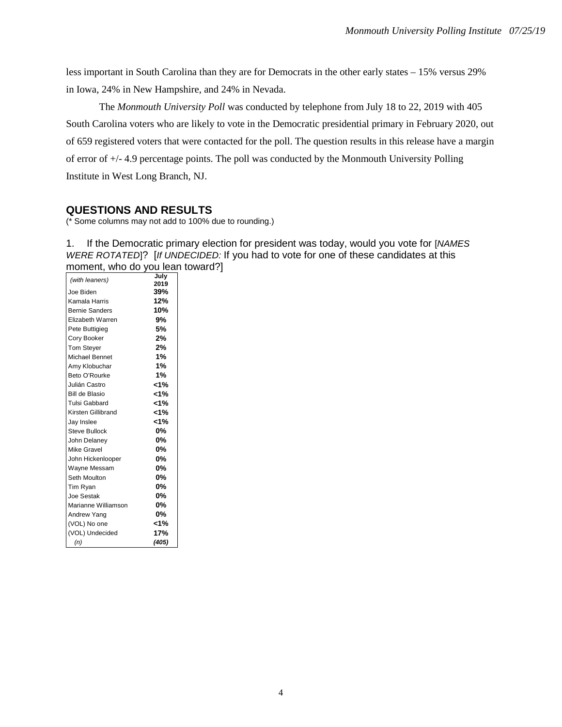less important in South Carolina than they are for Democrats in the other early states – 15% versus 29% in Iowa, 24% in New Hampshire, and 24% in Nevada.

The *Monmouth University Poll* was conducted by telephone from July 18 to 22, 2019 with 405 South Carolina voters who are likely to vote in the Democratic presidential primary in February 2020, out of 659 registered voters that were contacted for the poll. The question results in this release have a margin of error of +/- 4.9 percentage points. The poll was conducted by the Monmouth University Polling Institute in West Long Branch, NJ.

## QUESTIONS AND RESULTS

(* Some columns may not add to 100% due to rounding.)

1. If the Democratic primary election for president was today, would you vote for [*NAMES WERE ROTATED*]? [*If UNDECIDED:* If you had to vote for one of these candidates at this moment, who do you lean toward?]

| *(with leaners)* | July 2019 |
|---|---|
| Joe Biden | **39%** |
| Kamala Harris | **12%** |
| Bernie Sanders | **10%** |
| Elizabeth Warren | **9%** |
| Pete Buttigieg | **5%** |
| Cory Booker | **2%** |
| Tom Steyer | **2%** |
| Michael Bennet | **1%** |
| Amy Klobuchar | **1%** |
| Beto O'Rourke | **1%** |
| Julián Castro | **<1%** |
| Bill de Blasio | **<1%** |
| Tulsi Gabbard | **<1%** |
| Kirsten Gillibrand | **<1%** |
| Jay Inslee | **<1%** |
| Steve Bullock | **0%** |
| John Delaney | **0%** |
| Mike Gravel | **0%** |
| John Hickenlooper | **0%** |
| Wayne Messam | **0%** |
| Seth Moulton | **0%** |
| Tim Ryan | **0%** |
| Joe Sestak | **0%** |
| Marianne Williamson | **0%** |
| Andrew Yang | **0%** |
| (VOL) No one | **<1%** |
| (VOL) Undecided | **17%** |
| *(n)* | ***(405)*** |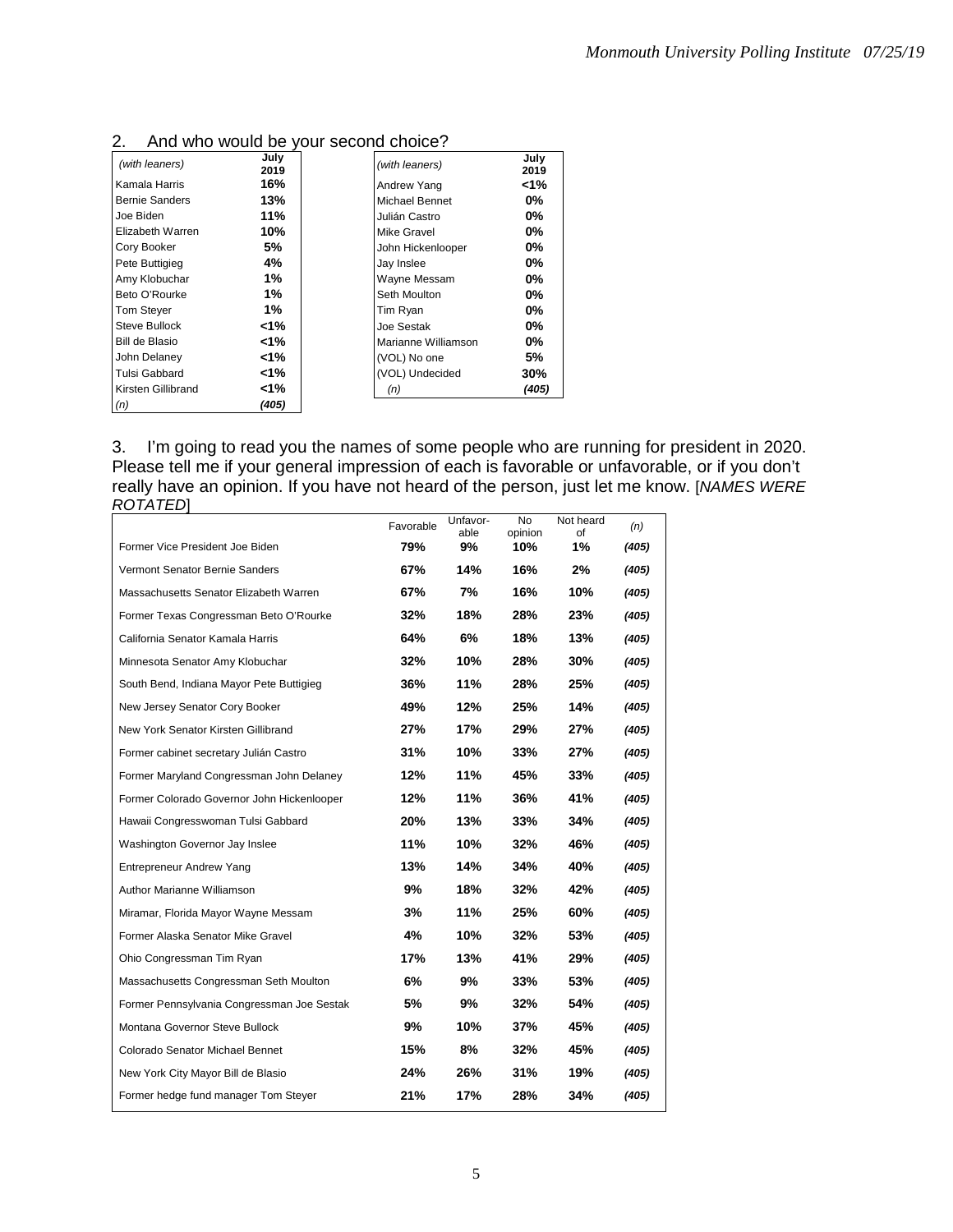2. And who would be your second choice?

| (with leaners) | July 2019 |
|---|---|
| Kamala Harris | 16% |
| Bernie Sanders | 13% |
| Joe Biden | 11% |
| Elizabeth Warren | 10% |
| Cory Booker | 5% |
| Pete Buttigieg | 4% |
| Amy Klobuchar | 1% |
| Beto O'Rourke | 1% |
| Tom Steyer | 1% |
| Steve Bullock | <1% |
| Bill de Blasio | <1% |
| John Delaney | <1% |
| Tulsi Gabbard | <1% |
| Kirsten Gillibrand | <1% |
| Andrew Yang | <1% |
| Michael Bennet | 0% |
| Julián Castro | 0% |
| Mike Gravel | 0% |
| John Hickenlooper | 0% |
| Jay Inslee | 0% |
| Wayne Messam | 0% |
| Seth Moulton | 0% |
| Tim Ryan | 0% |
| Joe Sestak | 0% |
| Marianne Williamson | 0% |
| (VOL) No one | 5% |
| (VOL) Undecided | 30% |
| (n) | (405) |

3. I'm going to read you the names of some people who are running for president in 2020. Please tell me if your general impression of each is favorable or unfavorable, or if you don't really have an opinion. If you have not heard of the person, just let me know. [*NAMES WERE ROTATED*]

| | Favorable | Unfavor-able | No opinion | Not heard of | (n) |
|---|---|---|---|---|---|
| Former Vice President Joe Biden | 79% | 9% | 10% | 1% | (405) |
| Vermont Senator Bernie Sanders | 67% | 14% | 16% | 2% | (405) |
| Massachusetts Senator Elizabeth Warren | 67% | 7% | 16% | 10% | (405) |
| Former Texas Congressman Beto O'Rourke | 32% | 18% | 28% | 23% | (405) |
| California Senator Kamala Harris | 64% | 6% | 18% | 13% | (405) |
| Minnesota Senator Amy Klobuchar | 32% | 10% | 28% | 30% | (405) |
| South Bend, Indiana Mayor Pete Buttigieg | 36% | 11% | 28% | 25% | (405) |
| New Jersey Senator Cory Booker | 49% | 12% | 25% | 14% | (405) |
| New York Senator Kirsten Gillibrand | 27% | 17% | 29% | 27% | (405) |
| Former cabinet secretary Julián Castro | 31% | 10% | 33% | 27% | (405) |
| Former Maryland Congressman John Delaney | 12% | 11% | 45% | 33% | (405) |
| Former Colorado Governor John Hickenlooper | 12% | 11% | 36% | 41% | (405) |
| Hawaii Congresswoman Tulsi Gabbard | 20% | 13% | 33% | 34% | (405) |
| Washington Governor Jay Inslee | 11% | 10% | 32% | 46% | (405) |
| Entrepreneur Andrew Yang | 13% | 14% | 34% | 40% | (405) |
| Author Marianne Williamson | 9% | 18% | 32% | 42% | (405) |
| Miramar, Florida Mayor Wayne Messam | 3% | 11% | 25% | 60% | (405) |
| Former Alaska Senator Mike Gravel | 4% | 10% | 32% | 53% | (405) |
| Ohio Congressman Tim Ryan | 17% | 13% | 41% | 29% | (405) |
| Massachusetts Congressman Seth Moulton | 6% | 9% | 33% | 53% | (405) |
| Former Pennsylvania Congressman Joe Sestak | 5% | 9% | 32% | 54% | (405) |
| Montana Governor Steve Bullock | 9% | 10% | 37% | 45% | (405) |
| Colorado Senator Michael Bennet | 15% | 8% | 32% | 45% | (405) |
| New York City Mayor Bill de Blasio | 24% | 26% | 31% | 19% | (405) |
| Former hedge fund manager Tom Steyer | 21% | 17% | 28% | 34% | (405) |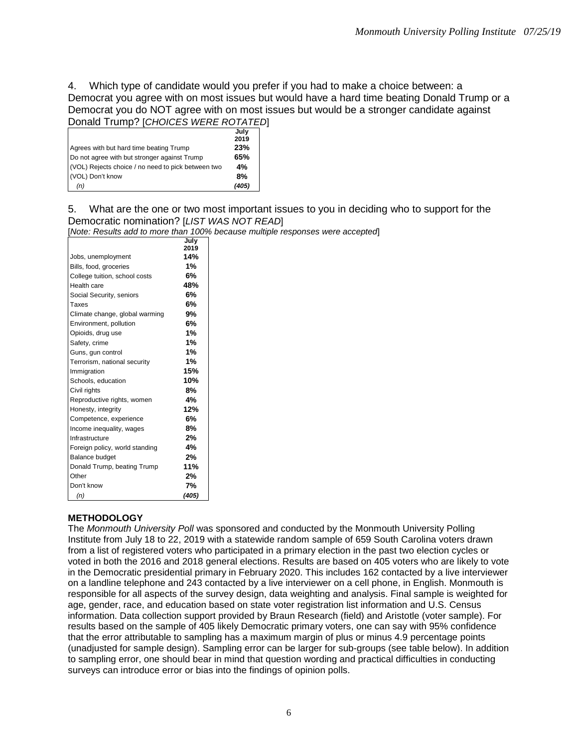4. Which type of candidate would you prefer if you had to make a choice between: a Democrat you agree with on most issues but would have a hard time beating Donald Trump or a Democrat you do NOT agree with on most issues but would be a stronger candidate against Donald Trump? [*CHOICES WERE ROTATED*]

| | July 2019 |
|---|---|
| Agrees with but hard time beating Trump | **23%** |
| Do not agree with but stronger against Trump | **65%** |
| (VOL) Rejects choice / no need to pick between two | **4%** |
| (VOL) Don't know | **8%** |
| *(n)* | *(405)* |

5. What are the one or two most important issues to you in deciding who to support for the Democratic nomination? [*LIST WAS NOT READ*]
[*Note: Results add to more than 100% because multiple responses were accepted*]

| | July 2019 |
|---|---|
| Jobs, unemployment | **14%** |
| Bills, food, groceries | **1%** |
| College tuition, school costs | **6%** |
| Health care | **48%** |
| Social Security, seniors | **6%** |
| Taxes | **6%** |
| Climate change, global warming | **9%** |
| Environment, pollution | **6%** |
| Opioids, drug use | **1%** |
| Safety, crime | **1%** |
| Guns, gun control | **1%** |
| Terrorism, national security | **1%** |
| Immigration | **15%** |
| Schools, education | **10%** |
| Civil rights | **8%** |
| Reproductive rights, women | **4%** |
| Honesty, integrity | **12%** |
| Competence, experience | **6%** |
| Income inequality, wages | **8%** |
| Infrastructure | **2%** |
| Foreign policy, world standing | **4%** |
| Balance budget | **2%** |
| Donald Trump, beating Trump | **11%** |
| Other | **2%** |
| Don't know | **7%** |
| *(n)* | *(405)* |

## METHODOLOGY

The *Monmouth University Poll* was sponsored and conducted by the Monmouth University Polling Institute from July 18 to 22, 2019 with a statewide random sample of 659 South Carolina voters drawn from a list of registered voters who participated in a primary election in the past two election cycles or voted in both the 2016 and 2018 general elections. Results are based on 405 voters who are likely to vote in the Democratic presidential primary in February 2020. This includes 162 contacted by a live interviewer on a landline telephone and 243 contacted by a live interviewer on a cell phone, in English. Monmouth is responsible for all aspects of the survey design, data weighting and analysis. Final sample is weighted for age, gender, race, and education based on state voter registration list information and U.S. Census information. Data collection support provided by Braun Research (field) and Aristotle (voter sample). For results based on the sample of 405 likely Democratic primary voters, one can say with 95% confidence that the error attributable to sampling has a maximum margin of plus or minus 4.9 percentage points (unadjusted for sample design). Sampling error can be larger for sub-groups (see table below). In addition to sampling error, one should bear in mind that question wording and practical difficulties in conducting surveys can introduce error or bias into the findings of opinion polls.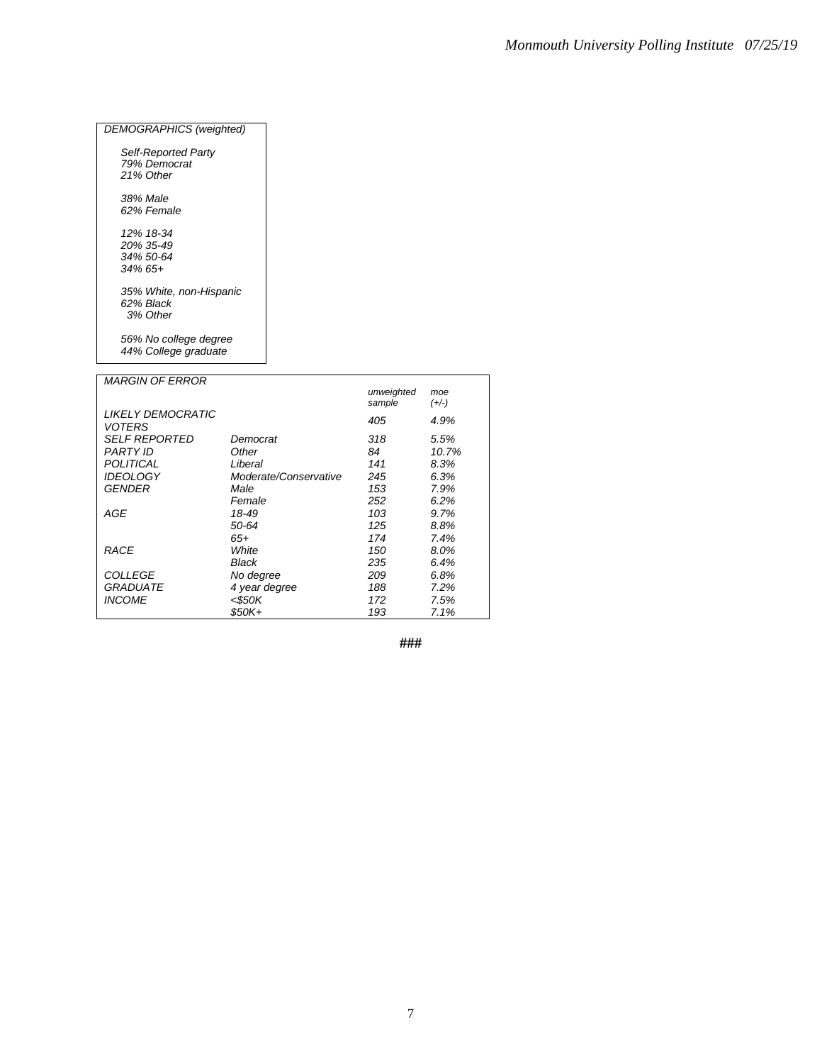*DEMOGRAPHICS (weighted)*

*Self-Reported Party*
*79% Democrat*
*21% Other*

*38% Male*
*62% Female*

*12% 18-34*
*20% 35-49*
*34% 50-64*
*34% 65+*

*35% White, non-Hispanic*
*62% Black*
*3% Other*

*56% No college degree*
*44% College graduate*

*MARGIN OF ERROR*

| | | unweighted sample | moe (+/-) |
|---|---|---|---|
| LIKELY DEMOCRATIC VOTERS | | 405 | 4.9% |
| SELF REPORTED PARTY ID | Democrat | 318 | 5.5% |
| | Other | 84 | 10.7% |
| POLITICAL IDEOLOGY | Liberal | 141 | 8.3% |
| | Moderate/Conservative | 245 | 6.3% |
| GENDER | Male | 153 | 7.9% |
| | Female | 252 | 6.2% |
| AGE | 18-49 | 103 | 9.7% |
| | 50-64 | 125 | 8.8% |
| | 65+ | 174 | 7.4% |
| RACE | White | 150 | 8.0% |
| | Black | 235 | 6.4% |
| COLLEGE GRADUATE | No degree | 209 | 6.8% |
| | 4 year degree | 188 | 7.2% |
| INCOME | <$50K | 172 | 7.5% |
| | $50K+ | 193 | 7.1% |

###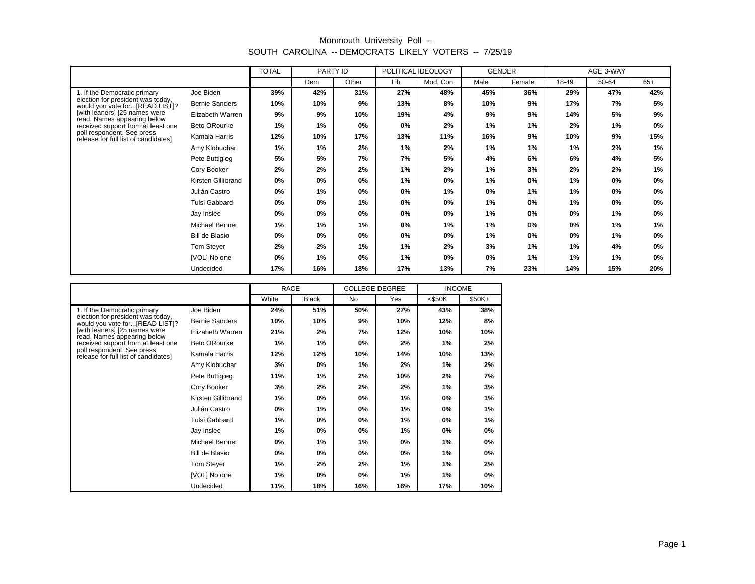# Monmouth University Poll -- SOUTH CAROLINA -- DEMOCRATS LIKELY VOTERS -- 7/25/19

| | | TOTAL | PARTY ID | | POLITICAL IDEOLOGY | | GENDER | | AGE 3-WAY | | |
|---|---|---|---|---|---|---|---|---|---|---|---|
| | | | Dem | Other | Lib | Mod, Con | Male | Female | 18-49 | 50-64 | 65+ |
| 1. If the Democratic primary election for president was today, would you vote for...[READ LIST]? [with leaners] [25 names were read. Names appearing below received support from at least one poll respondent. See press release for full list of candidates] | Joe Biden | **39%** | **42%** | **31%** | **27%** | **48%** | **45%** | **36%** | **29%** | **47%** | **42%** |
| | Bernie Sanders | **10%** | **10%** | **9%** | **13%** | **8%** | **10%** | **9%** | **17%** | **7%** | **5%** |
| | Elizabeth Warren | **9%** | **9%** | **10%** | **19%** | **4%** | **9%** | **9%** | **14%** | **5%** | **9%** |
| | Beto ORourke | **1%** | **1%** | **0%** | **0%** | **2%** | **1%** | **1%** | **2%** | **1%** | **0%** |
| | Kamala Harris | **12%** | **10%** | **17%** | **13%** | **11%** | **16%** | **9%** | **10%** | **9%** | **15%** |
| | Amy Klobuchar | **1%** | **1%** | **2%** | **1%** | **2%** | **1%** | **1%** | **1%** | **2%** | **1%** |
| | Pete Buttigieg | **5%** | **5%** | **7%** | **7%** | **5%** | **4%** | **6%** | **6%** | **4%** | **5%** |
| | Cory Booker | **2%** | **2%** | **2%** | **1%** | **2%** | **1%** | **3%** | **2%** | **2%** | **1%** |
| | Kirsten Gillibrand | **0%** | **0%** | **0%** | **1%** | **0%** | **1%** | **0%** | **1%** | **0%** | **0%** |
| | Julián Castro | **0%** | **1%** | **0%** | **0%** | **1%** | **0%** | **1%** | **1%** | **0%** | **0%** |
| | Tulsi Gabbard | **0%** | **0%** | **1%** | **0%** | **0%** | **1%** | **0%** | **1%** | **0%** | **0%** |
| | Jay Inslee | **0%** | **0%** | **0%** | **0%** | **0%** | **1%** | **0%** | **0%** | **1%** | **0%** |
| | Michael Bennet | **1%** | **1%** | **1%** | **0%** | **1%** | **1%** | **0%** | **0%** | **1%** | **1%** |
| | Bill de Blasio | **0%** | **0%** | **0%** | **0%** | **0%** | **1%** | **0%** | **0%** | **1%** | **0%** |
| | Tom Steyer | **2%** | **2%** | **1%** | **1%** | **2%** | **3%** | **1%** | **1%** | **4%** | **0%** |
| | [VOL] No one | **0%** | **1%** | **0%** | **1%** | **0%** | **0%** | **1%** | **1%** | **1%** | **0%** |
| | Undecided | **17%** | **16%** | **18%** | **17%** | **13%** | **7%** | **23%** | **14%** | **15%** | **20%** |

| | | RACE | | COLLEGE DEGREE | | INCOME | |
|---|---|---|---|---|---|---|---|
| | | White | Black | No | Yes | <$50K | $50K+ |
| 1. If the Democratic primary election for president was today, would you vote for...[READ LIST]? [with leaners] [25 names were read. Names appearing below received support from at least one poll respondent. See press release for full list of candidates] | Joe Biden | **24%** | **51%** | **50%** | **27%** | **43%** | **38%** |
| | Bernie Sanders | **10%** | **10%** | **9%** | **10%** | **12%** | **8%** |
| | Elizabeth Warren | **21%** | **2%** | **7%** | **12%** | **10%** | **10%** |
| | Beto ORourke | **1%** | **1%** | **0%** | **2%** | **1%** | **2%** |
| | Kamala Harris | **12%** | **12%** | **10%** | **14%** | **10%** | **13%** |
| | Amy Klobuchar | **3%** | **0%** | **1%** | **2%** | **1%** | **2%** |
| | Pete Buttigieg | **11%** | **1%** | **2%** | **10%** | **2%** | **7%** |
| | Cory Booker | **3%** | **2%** | **2%** | **2%** | **1%** | **3%** |
| | Kirsten Gillibrand | **1%** | **0%** | **0%** | **1%** | **0%** | **1%** |
| | Julián Castro | **0%** | **1%** | **0%** | **1%** | **0%** | **1%** |
| | Tulsi Gabbard | **1%** | **0%** | **0%** | **1%** | **0%** | **1%** |
| | Jay Inslee | **1%** | **0%** | **0%** | **1%** | **0%** | **0%** |
| | Michael Bennet | **0%** | **1%** | **1%** | **0%** | **1%** | **0%** |
| | Bill de Blasio | **0%** | **0%** | **0%** | **0%** | **1%** | **0%** |
| | Tom Steyer | **1%** | **2%** | **2%** | **1%** | **1%** | **2%** |
| | [VOL] No one | **1%** | **0%** | **0%** | **1%** | **1%** | **0%** |
| | Undecided | **11%** | **18%** | **16%** | **16%** | **17%** | **10%** |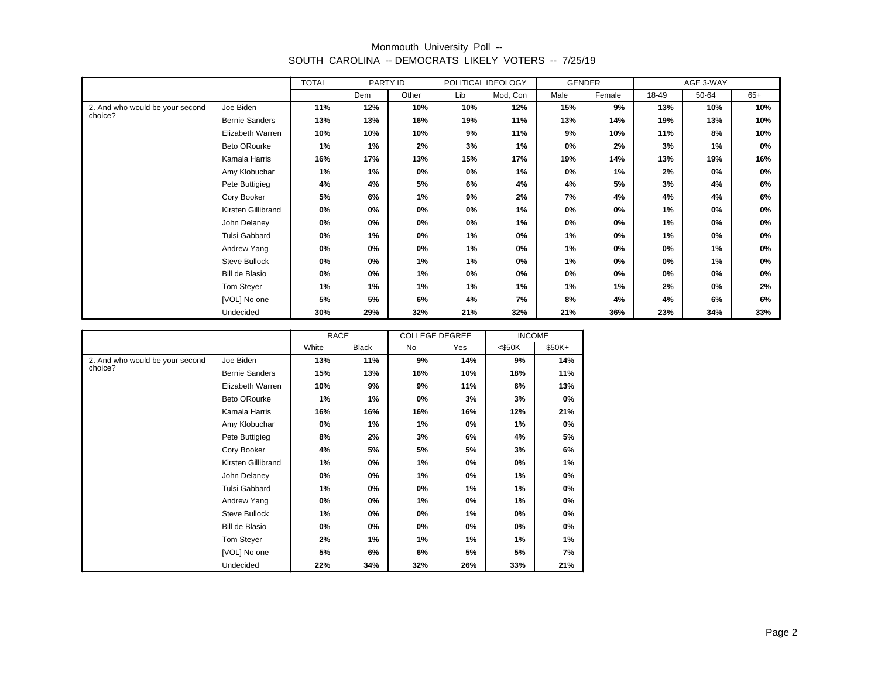# Monmouth University Poll -- SOUTH CAROLINA -- DEMOCRATS LIKELY VOTERS -- 7/25/19

| | | TOTAL | PARTY ID | | POLITICAL IDEOLOGY | | GENDER | | AGE 3-WAY | | |
|---|---|---|---|---|---|---|---|---|---|---|---|
| | | | Dem | Other | Lib | Mod, Con | Male | Female | 18-49 | 50-64 | 65+ |
| 2. And who would be your second choice? | Joe Biden | **11%** | **12%** | **10%** | **10%** | **12%** | **15%** | **9%** | **13%** | **10%** | **10%** |
| | Bernie Sanders | **13%** | **13%** | **16%** | **19%** | **11%** | **13%** | **14%** | **19%** | **13%** | **10%** |
| | Elizabeth Warren | **10%** | **10%** | **10%** | **9%** | **11%** | **9%** | **10%** | **11%** | **8%** | **10%** |
| | Beto ORourke | **1%** | **1%** | **2%** | **3%** | **1%** | **0%** | **2%** | **3%** | **1%** | **0%** |
| | Kamala Harris | **16%** | **17%** | **13%** | **15%** | **17%** | **19%** | **14%** | **13%** | **19%** | **16%** |
| | Amy Klobuchar | **1%** | **1%** | **0%** | **0%** | **1%** | **0%** | **1%** | **2%** | **0%** | **0%** |
| | Pete Buttigieg | **4%** | **4%** | **5%** | **6%** | **4%** | **4%** | **5%** | **3%** | **4%** | **6%** |
| | Cory Booker | **5%** | **6%** | **1%** | **9%** | **2%** | **7%** | **4%** | **4%** | **4%** | **6%** |
| | Kirsten Gillibrand | **0%** | **0%** | **0%** | **0%** | **1%** | **0%** | **0%** | **1%** | **0%** | **0%** |
| | John Delaney | **0%** | **0%** | **0%** | **0%** | **1%** | **0%** | **0%** | **1%** | **0%** | **0%** |
| | Tulsi Gabbard | **0%** | **1%** | **0%** | **1%** | **0%** | **1%** | **0%** | **1%** | **0%** | **0%** |
| | Andrew Yang | **0%** | **0%** | **0%** | **1%** | **0%** | **1%** | **0%** | **0%** | **1%** | **0%** |
| | Steve Bullock | **0%** | **0%** | **1%** | **1%** | **0%** | **1%** | **0%** | **0%** | **1%** | **0%** |
| | Bill de Blasio | **0%** | **0%** | **1%** | **0%** | **0%** | **0%** | **0%** | **0%** | **0%** | **0%** |
| | Tom Steyer | **1%** | **1%** | **1%** | **1%** | **1%** | **1%** | **1%** | **2%** | **0%** | **2%** |
| | [VOL] No one | **5%** | **5%** | **6%** | **4%** | **7%** | **8%** | **4%** | **4%** | **6%** | **6%** |
| | Undecided | **30%** | **29%** | **32%** | **21%** | **32%** | **21%** | **36%** | **23%** | **34%** | **33%** |

| | | RACE | | COLLEGE DEGREE | | INCOME | |
|---|---|---|---|---|---|---|---|
| | | White | Black | No | Yes | <$50K | $50K+ |
| 2. And who would be your second choice? | Joe Biden | **13%** | **11%** | **9%** | **14%** | **9%** | **14%** |
| | Bernie Sanders | **15%** | **13%** | **16%** | **10%** | **18%** | **11%** |
| | Elizabeth Warren | **10%** | **9%** | **9%** | **11%** | **6%** | **13%** |
| | Beto ORourke | **1%** | **1%** | **0%** | **3%** | **3%** | **0%** |
| | Kamala Harris | **16%** | **16%** | **16%** | **16%** | **12%** | **21%** |
| | Amy Klobuchar | **0%** | **1%** | **1%** | **0%** | **1%** | **0%** |
| | Pete Buttigieg | **8%** | **2%** | **3%** | **6%** | **4%** | **5%** |
| | Cory Booker | **4%** | **5%** | **5%** | **5%** | **3%** | **6%** |
| | Kirsten Gillibrand | **1%** | **0%** | **1%** | **0%** | **0%** | **1%** |
| | John Delaney | **0%** | **0%** | **1%** | **0%** | **1%** | **0%** |
| | Tulsi Gabbard | **1%** | **0%** | **0%** | **1%** | **1%** | **0%** |
| | Andrew Yang | **0%** | **0%** | **1%** | **0%** | **1%** | **0%** |
| | Steve Bullock | **1%** | **0%** | **0%** | **1%** | **0%** | **0%** |
| | Bill de Blasio | **0%** | **0%** | **0%** | **0%** | **0%** | **0%** |
| | Tom Steyer | **2%** | **1%** | **1%** | **1%** | **1%** | **1%** |
| | [VOL] No one | **5%** | **6%** | **6%** | **5%** | **5%** | **7%** |
| | Undecided | **22%** | **34%** | **32%** | **26%** | **33%** | **21%** |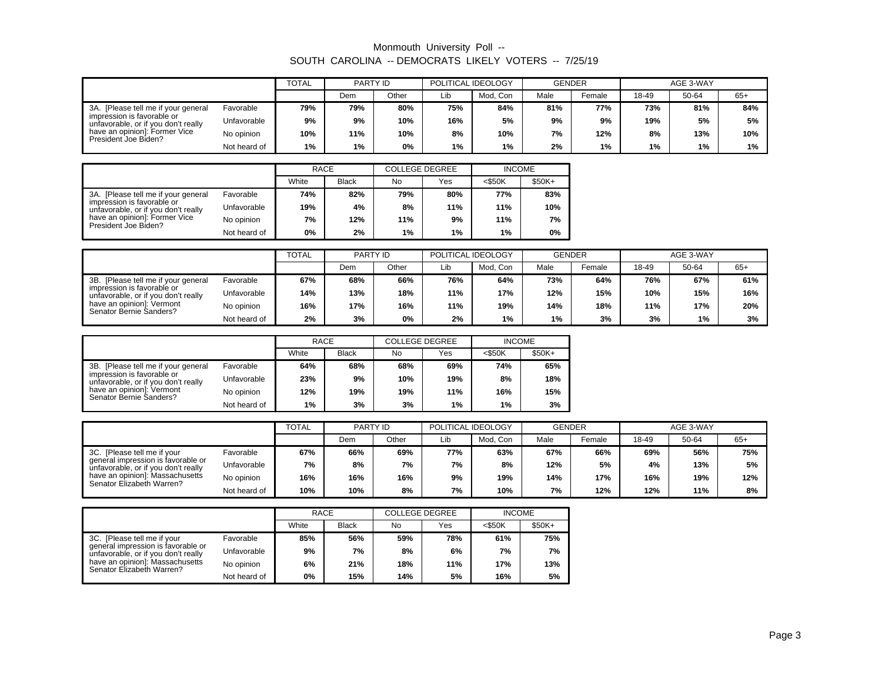# Monmouth University Poll -- SOUTH CAROLINA -- DEMOCRATS LIKELY VOTERS -- 7/25/19

| | | TOTAL | PARTY ID | | POLITICAL IDEOLOGY | | GENDER | | AGE 3-WAY | | |
|---|---|---|---|---|---|---|---|---|---|---|---|
| | | | Dem | Other | Lib | Mod, Con | Male | Female | 18-49 | 50-64 | 65+ |
| 3A. [Please tell me if your general impression is favorable or unfavorable, or if you don't really have an opinion]: Former Vice President Joe Biden? | Favorable | **79%** | **79%** | **80%** | **75%** | **84%** | **81%** | **77%** | **73%** | **81%** | **84%** |
| | Unfavorable | **9%** | **9%** | **10%** | **16%** | **5%** | **9%** | **9%** | **19%** | **5%** | **5%** |
| | No opinion | **10%** | **11%** | **10%** | **8%** | **10%** | **7%** | **12%** | **8%** | **13%** | **10%** |
| | Not heard of | **1%** | **1%** | **0%** | **1%** | **1%** | **2%** | **1%** | **1%** | **1%** | **1%** |

| | | RACE | | COLLEGE DEGREE | | INCOME | |
|---|---|---|---|---|---|---|---|
| | | White | Black | No | Yes | <$50K | $50K+ |
| 3A. [Please tell me if your general impression is favorable or unfavorable, or if you don't really have an opinion]: Former Vice President Joe Biden? | Favorable | **74%** | **82%** | **79%** | **80%** | **77%** | **83%** |
| | Unfavorable | **19%** | **4%** | **8%** | **11%** | **11%** | **10%** |
| | No opinion | **7%** | **12%** | **11%** | **9%** | **11%** | **7%** |
| | Not heard of | **0%** | **2%** | **1%** | **1%** | **1%** | **0%** |

| | | TOTAL | PARTY ID | | POLITICAL IDEOLOGY | | GENDER | | AGE 3-WAY | | |
|---|---|---|---|---|---|---|---|---|---|---|---|
| | | | Dem | Other | Lib | Mod, Con | Male | Female | 18-49 | 50-64 | 65+ |
| 3B. [Please tell me if your general impression is favorable or unfavorable, or if you don't really have an opinion]: Vermont Senator Bernie Sanders? | Favorable | **67%** | **68%** | **66%** | **76%** | **64%** | **73%** | **64%** | **76%** | **67%** | **61%** |
| | Unfavorable | **14%** | **13%** | **18%** | **11%** | **17%** | **12%** | **15%** | **10%** | **15%** | **16%** |
| | No opinion | **16%** | **17%** | **16%** | **11%** | **19%** | **14%** | **18%** | **11%** | **17%** | **20%** |
| | Not heard of | **2%** | **3%** | **0%** | **2%** | **1%** | **1%** | **3%** | **3%** | **1%** | **3%** |

| | | RACE | | COLLEGE DEGREE | | INCOME | |
|---|---|---|---|---|---|---|---|
| | | White | Black | No | Yes | <$50K | $50K+ |
| 3B. [Please tell me if your general impression is favorable or unfavorable, or if you don't really have an opinion]: Vermont Senator Bernie Sanders? | Favorable | **64%** | **68%** | **68%** | **69%** | **74%** | **65%** |
| | Unfavorable | **23%** | **9%** | **10%** | **19%** | **8%** | **18%** |
| | No opinion | **12%** | **19%** | **19%** | **11%** | **16%** | **15%** |
| | Not heard of | **1%** | **3%** | **3%** | **1%** | **1%** | **3%** |

| | | TOTAL | PARTY ID | | POLITICAL IDEOLOGY | | GENDER | | AGE 3-WAY | | |
|---|---|---|---|---|---|---|---|---|---|---|---|
| | | | Dem | Other | Lib | Mod, Con | Male | Female | 18-49 | 50-64 | 65+ |
| 3C. [Please tell me if your general impression is favorable or unfavorable, or if you don't really have an opinion]: Massachusetts Senator Elizabeth Warren? | Favorable | **67%** | **66%** | **69%** | **77%** | **63%** | **67%** | **66%** | **69%** | **56%** | **75%** |
| | Unfavorable | **7%** | **8%** | **7%** | **7%** | **8%** | **12%** | **5%** | **4%** | **13%** | **5%** |
| | No opinion | **16%** | **16%** | **16%** | **9%** | **19%** | **14%** | **17%** | **16%** | **19%** | **12%** |
| | Not heard of | **10%** | **10%** | **8%** | **7%** | **10%** | **7%** | **12%** | **12%** | **11%** | **8%** |

| | | RACE | | COLLEGE DEGREE | | INCOME | |
|---|---|---|---|---|---|---|---|
| | | White | Black | No | Yes | <$50K | $50K+ |
| 3C. [Please tell me if your general impression is favorable or unfavorable, or if you don't really have an opinion]: Massachusetts Senator Elizabeth Warren? | Favorable | **85%** | **56%** | **59%** | **78%** | **61%** | **75%** |
| | Unfavorable | **9%** | **7%** | **8%** | **6%** | **7%** | **7%** |
| | No opinion | **6%** | **21%** | **18%** | **11%** | **17%** | **13%** |
| | Not heard of | **0%** | **15%** | **14%** | **5%** | **16%** | **5%** |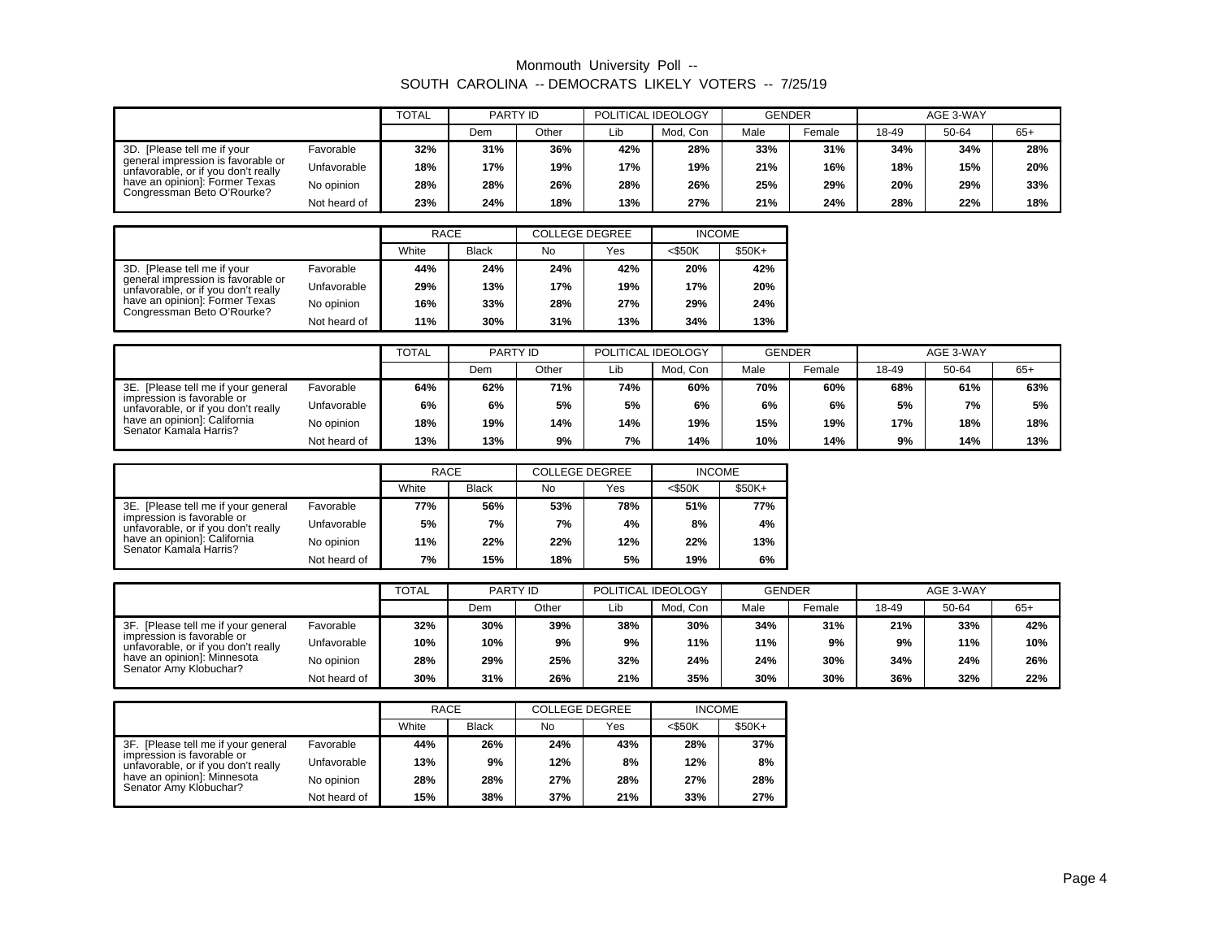# Monmouth University Poll -- SOUTH CAROLINA -- DEMOCRATS LIKELY VOTERS -- 7/25/19

| | | TOTAL | PARTY ID | | POLITICAL IDEOLOGY | | GENDER | | AGE 3-WAY | | |
|---|---|---|---|---|---|---|---|---|---|---|---|
| | | | Dem | Other | Lib | Mod, Con | Male | Female | 18-49 | 50-64 | 65+ |
| 3D. [Please tell me if your general impression is favorable or unfavorable, or if you don't really have an opinion]: Former Texas Congressman Beto O'Rourke? | Favorable | **32%** | **31%** | **36%** | **42%** | **28%** | **33%** | **31%** | **34%** | **34%** | **28%** |
| | Unfavorable | **18%** | **17%** | **19%** | **17%** | **19%** | **21%** | **16%** | **18%** | **15%** | **20%** |
| | No opinion | **28%** | **28%** | **26%** | **28%** | **26%** | **25%** | **29%** | **20%** | **29%** | **33%** |
| | Not heard of | **23%** | **24%** | **18%** | **13%** | **27%** | **21%** | **24%** | **28%** | **22%** | **18%** |

| | | RACE | | COLLEGE DEGREE | | INCOME | |
|---|---|---|---|---|---|---|---|
| | | White | Black | No | Yes | <$50K | $50K+ |
| 3D. [Please tell me if your general impression is favorable or unfavorable, or if you don't really have an opinion]: Former Texas Congressman Beto O'Rourke? | Favorable | **44%** | **24%** | **24%** | **42%** | **20%** | **42%** |
| | Unfavorable | **29%** | **13%** | **17%** | **19%** | **17%** | **20%** |
| | No opinion | **16%** | **33%** | **28%** | **27%** | **29%** | **24%** |
| | Not heard of | **11%** | **30%** | **31%** | **13%** | **34%** | **13%** |

| | | TOTAL | PARTY ID | | POLITICAL IDEOLOGY | | GENDER | | AGE 3-WAY | | |
|---|---|---|---|---|---|---|---|---|---|---|---|
| | | | Dem | Other | Lib | Mod, Con | Male | Female | 18-49 | 50-64 | 65+ |
| 3E. [Please tell me if your general impression is favorable or unfavorable, or if you don't really have an opinion]: California Senator Kamala Harris? | Favorable | **64%** | **62%** | **71%** | **74%** | **60%** | **70%** | **60%** | **68%** | **61%** | **63%** |
| | Unfavorable | **6%** | **6%** | **5%** | **5%** | **6%** | **6%** | **6%** | **5%** | **7%** | **5%** |
| | No opinion | **18%** | **19%** | **14%** | **14%** | **19%** | **15%** | **19%** | **17%** | **18%** | **18%** |
| | Not heard of | **13%** | **13%** | **9%** | **7%** | **14%** | **10%** | **14%** | **9%** | **14%** | **13%** |

| | | RACE | | COLLEGE DEGREE | | INCOME | |
|---|---|---|---|---|---|---|---|
| | | White | Black | No | Yes | <$50K | $50K+ |
| 3E. [Please tell me if your general impression is favorable or unfavorable, or if you don't really have an opinion]: California Senator Kamala Harris? | Favorable | **77%** | **56%** | **53%** | **78%** | **51%** | **77%** |
| | Unfavorable | **5%** | **7%** | **7%** | **4%** | **8%** | **4%** |
| | No opinion | **11%** | **22%** | **22%** | **12%** | **22%** | **13%** |
| | Not heard of | **7%** | **15%** | **18%** | **5%** | **19%** | **6%** |

| | | TOTAL | PARTY ID | | POLITICAL IDEOLOGY | | GENDER | | AGE 3-WAY | | |
|---|---|---|---|---|---|---|---|---|---|---|---|
| | | | Dem | Other | Lib | Mod, Con | Male | Female | 18-49 | 50-64 | 65+ |
| 3F. [Please tell me if your general impression is favorable or unfavorable, or if you don't really have an opinion]: Minnesota Senator Amy Klobuchar? | Favorable | **32%** | **30%** | **39%** | **38%** | **30%** | **34%** | **31%** | **21%** | **33%** | **42%** |
| | Unfavorable | **10%** | **10%** | **9%** | **9%** | **11%** | **11%** | **9%** | **9%** | **11%** | **10%** |
| | No opinion | **28%** | **29%** | **25%** | **32%** | **24%** | **24%** | **30%** | **34%** | **24%** | **26%** |
| | Not heard of | **30%** | **31%** | **26%** | **21%** | **35%** | **30%** | **30%** | **36%** | **32%** | **22%** |

| | | RACE | | COLLEGE DEGREE | | INCOME | |
|---|---|---|---|---|---|---|---|
| | | White | Black | No | Yes | <$50K | $50K+ |
| 3F. [Please tell me if your general impression is favorable or unfavorable, or if you don't really have an opinion]: Minnesota Senator Amy Klobuchar? | Favorable | **44%** | **26%** | **24%** | **43%** | **28%** | **37%** |
| | Unfavorable | **13%** | **9%** | **12%** | **8%** | **12%** | **8%** |
| | No opinion | **28%** | **28%** | **27%** | **28%** | **27%** | **28%** |
| | Not heard of | **15%** | **38%** | **37%** | **21%** | **33%** | **27%** |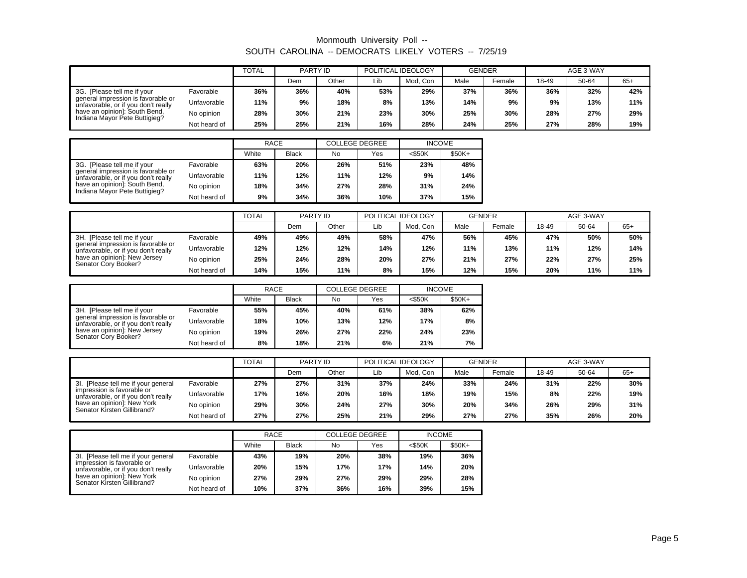# Monmouth University Poll -- SOUTH CAROLINA -- DEMOCRATS LIKELY VOTERS -- 7/25/19

| | | TOTAL | PARTY ID | | POLITICAL IDEOLOGY | | GENDER | | AGE 3-WAY | | |
|---|---|---|---|---|---|---|---|---|---|---|---|
| | | | Dem | Other | Lib | Mod, Con | Male | Female | 18-49 | 50-64 | 65+ |
| 3G. [Please tell me if your general impression is favorable or unfavorable, or if you don't really have an opinion]: South Bend, Indiana Mayor Pete Buttigieg? | Favorable | 36% | 36% | 40% | 53% | 29% | 37% | 36% | 36% | 32% | 42% |
| | Unfavorable | 11% | 9% | 18% | 8% | 13% | 14% | 9% | 9% | 13% | 11% |
| | No opinion | 28% | 30% | 21% | 23% | 30% | 25% | 30% | 28% | 27% | 29% |
| | Not heard of | 25% | 25% | 21% | 16% | 28% | 24% | 25% | 27% | 28% | 19% |

| | | RACE | | COLLEGE DEGREE | | INCOME | |
|---|---|---|---|---|---|---|---|
| | | White | Black | No | Yes | <$50K | $50K+ |
| 3G. [Please tell me if your general impression is favorable or unfavorable, or if you don't really have an opinion]: South Bend, Indiana Mayor Pete Buttigieg? | Favorable | 63% | 20% | 26% | 51% | 23% | 48% |
| | Unfavorable | 11% | 12% | 11% | 12% | 9% | 14% |
| | No opinion | 18% | 34% | 27% | 28% | 31% | 24% |
| | Not heard of | 9% | 34% | 36% | 10% | 37% | 15% |

| | | TOTAL | PARTY ID | | POLITICAL IDEOLOGY | | GENDER | | AGE 3-WAY | | |
|---|---|---|---|---|---|---|---|---|---|---|---|
| | | | Dem | Other | Lib | Mod, Con | Male | Female | 18-49 | 50-64 | 65+ |
| 3H. [Please tell me if your general impression is favorable or unfavorable, or if you don't really have an opinion]: New Jersey Senator Cory Booker? | Favorable | 49% | 49% | 49% | 58% | 47% | 56% | 45% | 47% | 50% | 50% |
| | Unfavorable | 12% | 12% | 12% | 14% | 12% | 11% | 13% | 11% | 12% | 14% |
| | No opinion | 25% | 24% | 28% | 20% | 27% | 21% | 27% | 22% | 27% | 25% |
| | Not heard of | 14% | 15% | 11% | 8% | 15% | 12% | 15% | 20% | 11% | 11% |

| | | RACE | | COLLEGE DEGREE | | INCOME | |
|---|---|---|---|---|---|---|---|
| | | White | Black | No | Yes | <$50K | $50K+ |
| 3H. [Please tell me if your general impression is favorable or unfavorable, or if you don't really have an opinion]: New Jersey Senator Cory Booker? | Favorable | 55% | 45% | 40% | 61% | 38% | 62% |
| | Unfavorable | 18% | 10% | 13% | 12% | 17% | 8% |
| | No opinion | 19% | 26% | 27% | 22% | 24% | 23% |
| | Not heard of | 8% | 18% | 21% | 6% | 21% | 7% |

| | | TOTAL | PARTY ID | | POLITICAL IDEOLOGY | | GENDER | | AGE 3-WAY | | |
|---|---|---|---|---|---|---|---|---|---|---|---|
| | | | Dem | Other | Lib | Mod, Con | Male | Female | 18-49 | 50-64 | 65+ |
| 3I. [Please tell me if your general impression is favorable or unfavorable, or if you don't really have an opinion]: New York Senator Kirsten Gillibrand? | Favorable | 27% | 27% | 31% | 37% | 24% | 33% | 24% | 31% | 22% | 30% |
| | Unfavorable | 17% | 16% | 20% | 16% | 18% | 19% | 15% | 8% | 22% | 19% |
| | No opinion | 29% | 30% | 24% | 27% | 30% | 20% | 34% | 26% | 29% | 31% |
| | Not heard of | 27% | 27% | 25% | 21% | 29% | 27% | 27% | 35% | 26% | 20% |

| | | RACE | | COLLEGE DEGREE | | INCOME | |
|---|---|---|---|---|---|---|---|
| | | White | Black | No | Yes | <$50K | $50K+ |
| 3I. [Please tell me if your general impression is favorable or unfavorable, or if you don't really have an opinion]: New York Senator Kirsten Gillibrand? | Favorable | 43% | 19% | 20% | 38% | 19% | 36% |
| | Unfavorable | 20% | 15% | 17% | 17% | 14% | 20% |
| | No opinion | 27% | 29% | 27% | 29% | 29% | 28% |
| | Not heard of | 10% | 37% | 36% | 16% | 39% | 15% |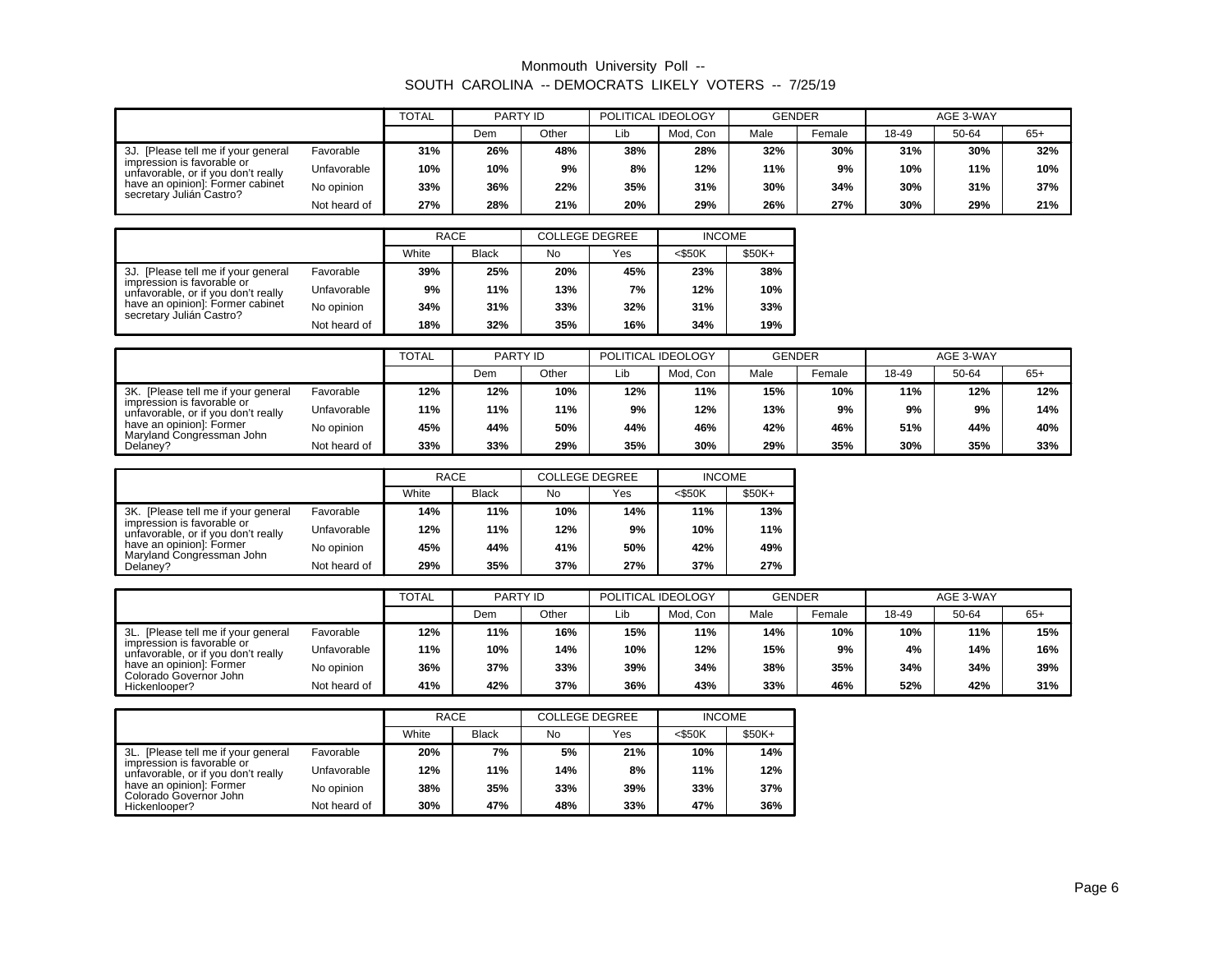# Monmouth University Poll -- SOUTH CAROLINA -- DEMOCRATS LIKELY VOTERS -- 7/25/19

| | | TOTAL | PARTY ID | | POLITICAL IDEOLOGY | | GENDER | | AGE 3-WAY | | |
|---|---|---|---|---|---|---|---|---|---|---|---|
| | | | Dem | Other | Lib | Mod, Con | Male | Female | 18-49 | 50-64 | 65+ |
| 3J. [Please tell me if your general impression is favorable or unfavorable, or if you don't really have an opinion]: Former cabinet secretary Julián Castro? | Favorable | **31%** | **26%** | **48%** | **38%** | **28%** | **32%** | **30%** | **31%** | **30%** | **32%** |
| | Unfavorable | **10%** | **10%** | **9%** | **8%** | **12%** | **11%** | **9%** | **10%** | **11%** | **10%** |
| | No opinion | **33%** | **36%** | **22%** | **35%** | **31%** | **30%** | **34%** | **30%** | **31%** | **37%** |
| | Not heard of | **27%** | **28%** | **21%** | **20%** | **29%** | **26%** | **27%** | **30%** | **29%** | **21%** |

| | | RACE | | COLLEGE DEGREE | | INCOME | |
|---|---|---|---|---|---|---|---|
| | | White | Black | No | Yes | <$50K | $50K+ |
| 3J. [Please tell me if your general impression is favorable or unfavorable, or if you don't really have an opinion]: Former cabinet secretary Julián Castro? | Favorable | **39%** | **25%** | **20%** | **45%** | **23%** | **38%** |
| | Unfavorable | **9%** | **11%** | **13%** | **7%** | **12%** | **10%** |
| | No opinion | **34%** | **31%** | **33%** | **32%** | **31%** | **33%** |
| | Not heard of | **18%** | **32%** | **35%** | **16%** | **34%** | **19%** |

| | | TOTAL | PARTY ID | | POLITICAL IDEOLOGY | | GENDER | | AGE 3-WAY | | |
|---|---|---|---|---|---|---|---|---|---|---|---|
| | | | Dem | Other | Lib | Mod, Con | Male | Female | 18-49 | 50-64 | 65+ |
| 3K. [Please tell me if your general impression is favorable or unfavorable, or if you don't really have an opinion]: Former Maryland Congressman John Delaney? | Favorable | **12%** | **12%** | **10%** | **12%** | **11%** | **15%** | **10%** | **11%** | **12%** | **12%** |
| | Unfavorable | **11%** | **11%** | **11%** | **9%** | **12%** | **13%** | **9%** | **9%** | **9%** | **14%** |
| | No opinion | **45%** | **44%** | **50%** | **44%** | **46%** | **42%** | **46%** | **51%** | **44%** | **40%** |
| | Not heard of | **33%** | **33%** | **29%** | **35%** | **30%** | **29%** | **35%** | **30%** | **35%** | **33%** |

| | | RACE | | COLLEGE DEGREE | | INCOME | |
|---|---|---|---|---|---|---|---|
| | | White | Black | No | Yes | <$50K | $50K+ |
| 3K. [Please tell me if your general impression is favorable or unfavorable, or if you don't really have an opinion]: Former Maryland Congressman John Delaney? | Favorable | **14%** | **11%** | **10%** | **14%** | **11%** | **13%** |
| | Unfavorable | **12%** | **11%** | **12%** | **9%** | **10%** | **11%** |
| | No opinion | **45%** | **44%** | **41%** | **50%** | **42%** | **49%** |
| | Not heard of | **29%** | **35%** | **37%** | **27%** | **37%** | **27%** |

| | | TOTAL | PARTY ID | | POLITICAL IDEOLOGY | | GENDER | | AGE 3-WAY | | |
|---|---|---|---|---|---|---|---|---|---|---|---|
| | | | Dem | Other | Lib | Mod, Con | Male | Female | 18-49 | 50-64 | 65+ |
| 3L. [Please tell me if your general impression is favorable or unfavorable, or if you don't really have an opinion]: Former Colorado Governor John Hickenlooper? | Favorable | **12%** | **11%** | **16%** | **15%** | **11%** | **14%** | **10%** | **10%** | **11%** | **15%** |
| | Unfavorable | **11%** | **10%** | **14%** | **10%** | **12%** | **15%** | **9%** | **4%** | **14%** | **16%** |
| | No opinion | **36%** | **37%** | **33%** | **39%** | **34%** | **38%** | **35%** | **34%** | **34%** | **39%** |
| | Not heard of | **41%** | **42%** | **37%** | **36%** | **43%** | **33%** | **46%** | **52%** | **42%** | **31%** |

| | | RACE | | COLLEGE DEGREE | | INCOME | |
|---|---|---|---|---|---|---|---|
| | | White | Black | No | Yes | <$50K | $50K+ |
| 3L. [Please tell me if your general impression is favorable or unfavorable, or if you don't really have an opinion]: Former Colorado Governor John Hickenlooper? | Favorable | **20%** | **7%** | **5%** | **21%** | **10%** | **14%** |
| | Unfavorable | **12%** | **11%** | **14%** | **8%** | **11%** | **12%** |
| | No opinion | **38%** | **35%** | **33%** | **39%** | **33%** | **37%** |
| | Not heard of | **30%** | **47%** | **48%** | **33%** | **47%** | **36%** |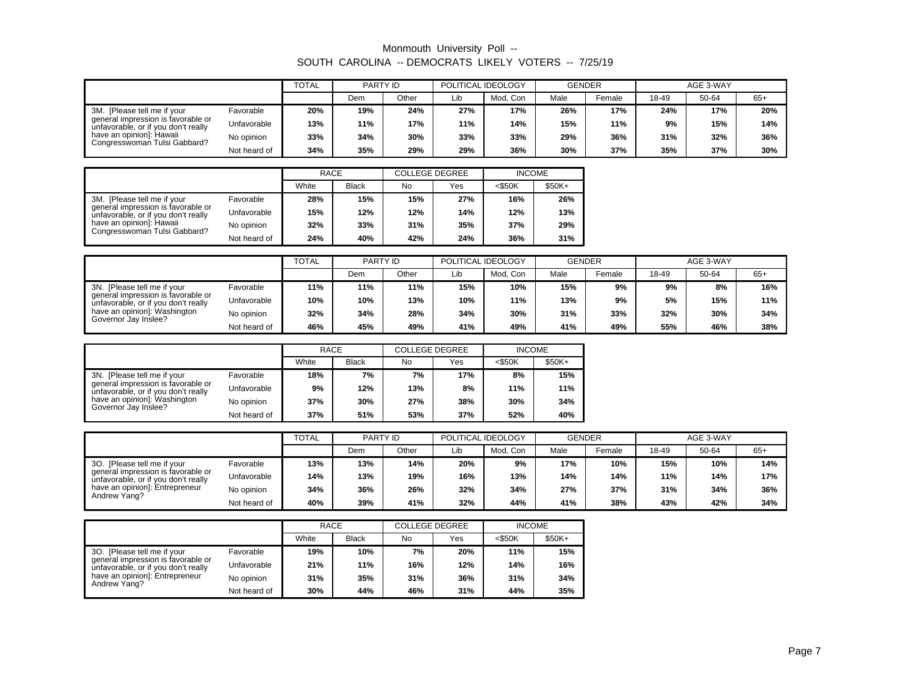Monmouth University Poll --
SOUTH CAROLINA -- DEMOCRATS LIKELY VOTERS -- 7/25/19

| | | TOTAL | PARTY ID | | POLITICAL IDEOLOGY | | GENDER | | AGE 3-WAY | | |
|---|---|---|---|---|---|---|---|---|---|---|---|
| | | | Dem | Other | Lib | Mod, Con | Male | Female | 18-49 | 50-64 | 65+ |
| 3M. [Please tell me if your general impression is favorable or unfavorable, or if you don't really have an opinion]: Hawaii Congresswoman Tulsi Gabbard? | Favorable | **20%** | **19%** | **24%** | **27%** | **17%** | **26%** | **17%** | **24%** | **17%** | **20%** |
| | Unfavorable | **13%** | **11%** | **17%** | **11%** | **14%** | **15%** | **11%** | **9%** | **15%** | **14%** |
| | No opinion | **33%** | **34%** | **30%** | **33%** | **33%** | **29%** | **36%** | **31%** | **32%** | **36%** |
| | Not heard of | **34%** | **35%** | **29%** | **29%** | **36%** | **30%** | **37%** | **35%** | **37%** | **30%** |

| | | RACE | | COLLEGE DEGREE | | INCOME | |
|---|---|---|---|---|---|---|---|
| | | White | Black | No | Yes | <$50K | $50K+ |
| 3M. [Please tell me if your general impression is favorable or unfavorable, or if you don't really have an opinion]: Hawaii Congresswoman Tulsi Gabbard? | Favorable | **28%** | **15%** | **15%** | **27%** | **16%** | **26%** |
| | Unfavorable | **15%** | **12%** | **12%** | **14%** | **12%** | **13%** |
| | No opinion | **32%** | **33%** | **31%** | **35%** | **37%** | **29%** |
| | Not heard of | **24%** | **40%** | **42%** | **24%** | **36%** | **31%** |

| | | TOTAL | PARTY ID | | POLITICAL IDEOLOGY | | GENDER | | AGE 3-WAY | | |
|---|---|---|---|---|---|---|---|---|---|---|---|
| | | | Dem | Other | Lib | Mod, Con | Male | Female | 18-49 | 50-64 | 65+ |
| 3N. [Please tell me if your general impression is favorable or unfavorable, or if you don't really have an opinion]: Washington Governor Jay Inslee? | Favorable | **11%** | **11%** | **11%** | **15%** | **10%** | **15%** | **9%** | **9%** | **8%** | **16%** |
| | Unfavorable | **10%** | **10%** | **13%** | **10%** | **11%** | **13%** | **9%** | **5%** | **15%** | **11%** |
| | No opinion | **32%** | **34%** | **28%** | **34%** | **30%** | **31%** | **33%** | **32%** | **30%** | **34%** |
| | Not heard of | **46%** | **45%** | **49%** | **41%** | **49%** | **41%** | **49%** | **55%** | **46%** | **38%** |

| | | RACE | | COLLEGE DEGREE | | INCOME | |
|---|---|---|---|---|---|---|---|
| | | White | Black | No | Yes | <$50K | $50K+ |
| 3N. [Please tell me if your general impression is favorable or unfavorable, or if you don't really have an opinion]: Washington Governor Jay Inslee? | Favorable | **18%** | **7%** | **7%** | **17%** | **8%** | **15%** |
| | Unfavorable | **9%** | **12%** | **13%** | **8%** | **11%** | **11%** |
| | No opinion | **37%** | **30%** | **27%** | **38%** | **30%** | **34%** |
| | Not heard of | **37%** | **51%** | **53%** | **37%** | **52%** | **40%** |

| | | TOTAL | PARTY ID | | POLITICAL IDEOLOGY | | GENDER | | AGE 3-WAY | | |
|---|---|---|---|---|---|---|---|---|---|---|---|
| | | | Dem | Other | Lib | Mod, Con | Male | Female | 18-49 | 50-64 | 65+ |
| 3O. [Please tell me if your general impression is favorable or unfavorable, or if you don't really have an opinion]: Entrepreneur Andrew Yang? | Favorable | **13%** | **13%** | **14%** | **20%** | **9%** | **17%** | **10%** | **15%** | **10%** | **14%** |
| | Unfavorable | **14%** | **13%** | **19%** | **16%** | **13%** | **14%** | **14%** | **11%** | **14%** | **17%** |
| | No opinion | **34%** | **36%** | **26%** | **32%** | **34%** | **27%** | **37%** | **31%** | **34%** | **36%** |
| | Not heard of | **40%** | **39%** | **41%** | **32%** | **44%** | **41%** | **38%** | **43%** | **42%** | **34%** |

| | | RACE | | COLLEGE DEGREE | | INCOME | |
|---|---|---|---|---|---|---|---|
| | | White | Black | No | Yes | <$50K | $50K+ |
| 3O. [Please tell me if your general impression is favorable or unfavorable, or if you don't really have an opinion]: Entrepreneur Andrew Yang? | Favorable | **19%** | **10%** | **7%** | **20%** | **11%** | **15%** |
| | Unfavorable | **21%** | **11%** | **16%** | **12%** | **14%** | **16%** |
| | No opinion | **31%** | **35%** | **31%** | **36%** | **31%** | **34%** |
| | Not heard of | **30%** | **44%** | **46%** | **31%** | **44%** | **35%** |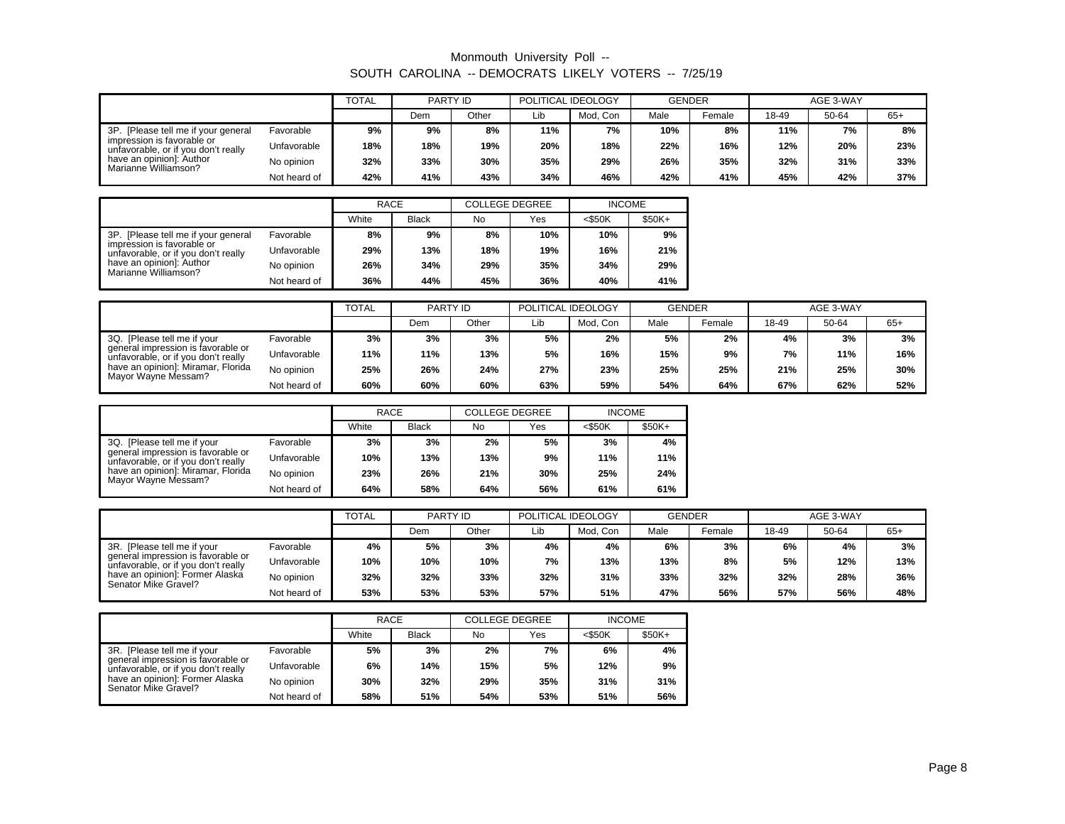Monmouth University Poll --
SOUTH CAROLINA -- DEMOCRATS LIKELY VOTERS -- 7/25/19

| | | TOTAL | PARTY ID | | POLITICAL IDEOLOGY | | GENDER | | AGE 3-WAY | | |
|---|---|---|---|---|---|---|---|---|---|---|---|
| | | | Dem | Other | Lib | Mod, Con | Male | Female | 18-49 | 50-64 | 65+ |
| 3P. [Please tell me if your general impression is favorable or unfavorable, or if you don't really have an opinion]: Author Marianne Williamson? | Favorable | 9% | 9% | 8% | 11% | 7% | 10% | 8% | 11% | 7% | 8% |
| | Unfavorable | 18% | 18% | 19% | 20% | 18% | 22% | 16% | 12% | 20% | 23% |
| | No opinion | 32% | 33% | 30% | 35% | 29% | 26% | 35% | 32% | 31% | 33% |
| | Not heard of | 42% | 41% | 43% | 34% | 46% | 42% | 41% | 45% | 42% | 37% |

| | | RACE | | COLLEGE DEGREE | | INCOME | |
|---|---|---|---|---|---|---|---|
| | | White | Black | No | Yes | <$50K | $50K+ |
| 3P. [Please tell me if your general impression is favorable or unfavorable, or if you don't really have an opinion]: Author Marianne Williamson? | Favorable | 8% | 9% | 8% | 10% | 10% | 9% |
| | Unfavorable | 29% | 13% | 18% | 19% | 16% | 21% |
| | No opinion | 26% | 34% | 29% | 35% | 34% | 29% |
| | Not heard of | 36% | 44% | 45% | 36% | 40% | 41% |

| | | TOTAL | PARTY ID | | POLITICAL IDEOLOGY | | GENDER | | AGE 3-WAY | | |
|---|---|---|---|---|---|---|---|---|---|---|---|
| | | | Dem | Other | Lib | Mod, Con | Male | Female | 18-49 | 50-64 | 65+ |
| 3Q. [Please tell me if your general impression is favorable or unfavorable, or if you don't really have an opinion]: Miramar, Florida Mayor Wayne Messam? | Favorable | 3% | 3% | 3% | 5% | 2% | 5% | 2% | 4% | 3% | 3% |
| | Unfavorable | 11% | 11% | 13% | 5% | 16% | 15% | 9% | 7% | 11% | 16% |
| | No opinion | 25% | 26% | 24% | 27% | 23% | 25% | 25% | 21% | 25% | 30% |
| | Not heard of | 60% | 60% | 60% | 63% | 59% | 54% | 64% | 67% | 62% | 52% |

| | | RACE | | COLLEGE DEGREE | | INCOME | |
|---|---|---|---|---|---|---|---|
| | | White | Black | No | Yes | <$50K | $50K+ |
| 3Q. [Please tell me if your general impression is favorable or unfavorable, or if you don't really have an opinion]: Miramar, Florida Mayor Wayne Messam? | Favorable | 3% | 3% | 2% | 5% | 3% | 4% |
| | Unfavorable | 10% | 13% | 13% | 9% | 11% | 11% |
| | No opinion | 23% | 26% | 21% | 30% | 25% | 24% |
| | Not heard of | 64% | 58% | 64% | 56% | 61% | 61% |

| | | TOTAL | PARTY ID | | POLITICAL IDEOLOGY | | GENDER | | AGE 3-WAY | | |
|---|---|---|---|---|---|---|---|---|---|---|---|
| | | | Dem | Other | Lib | Mod, Con | Male | Female | 18-49 | 50-64 | 65+ |
| 3R. [Please tell me if your general impression is favorable or unfavorable, or if you don't really have an opinion]: Former Alaska Senator Mike Gravel? | Favorable | 4% | 5% | 3% | 4% | 4% | 6% | 3% | 6% | 4% | 3% |
| | Unfavorable | 10% | 10% | 10% | 7% | 13% | 13% | 8% | 5% | 12% | 13% |
| | No opinion | 32% | 32% | 33% | 32% | 31% | 33% | 32% | 32% | 28% | 36% |
| | Not heard of | 53% | 53% | 53% | 57% | 51% | 47% | 56% | 57% | 56% | 48% |

| | | RACE | | COLLEGE DEGREE | | INCOME | |
|---|---|---|---|---|---|---|---|
| | | White | Black | No | Yes | <$50K | $50K+ |
| 3R. [Please tell me if your general impression is favorable or unfavorable, or if you don't really have an opinion]: Former Alaska Senator Mike Gravel? | Favorable | 5% | 3% | 2% | 7% | 6% | 4% |
| | Unfavorable | 6% | 14% | 15% | 5% | 12% | 9% |
| | No opinion | 30% | 32% | 29% | 35% | 31% | 31% |
| | Not heard of | 58% | 51% | 54% | 53% | 51% | 56% |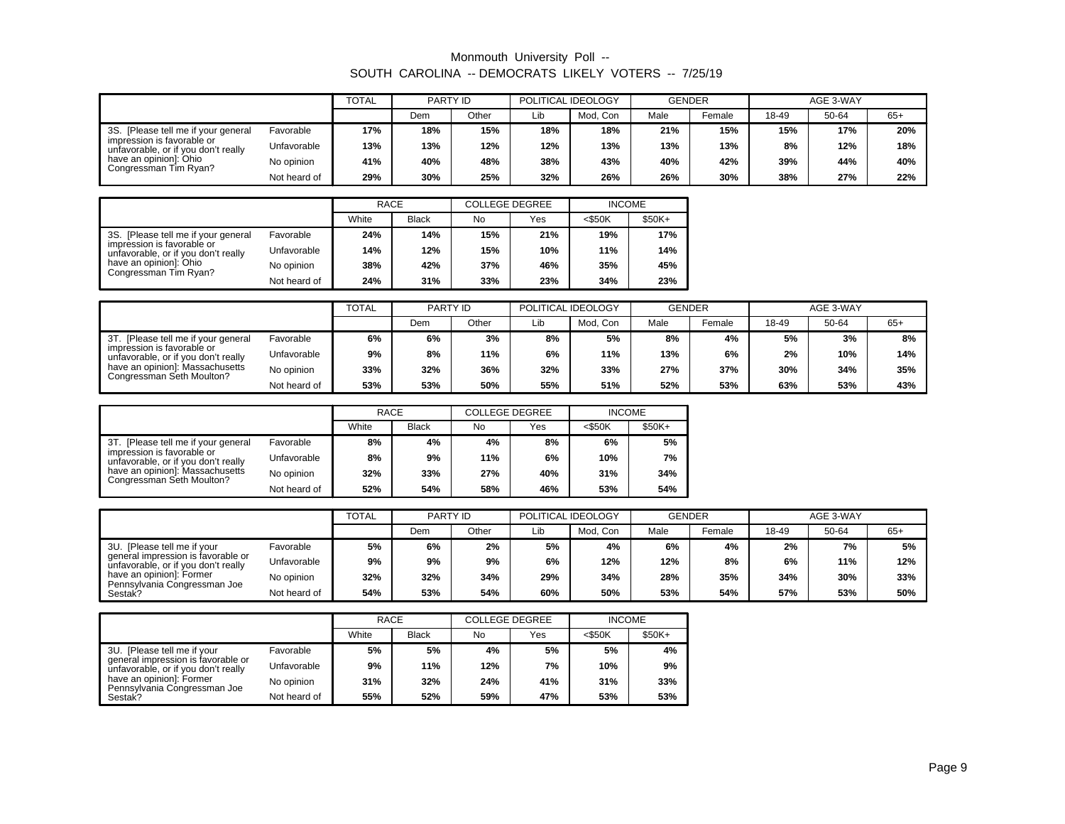# Monmouth University Poll -- SOUTH CAROLINA -- DEMOCRATS LIKELY VOTERS -- 7/25/19

| | | TOTAL | PARTY ID | | POLITICAL IDEOLOGY | | GENDER | | AGE 3-WAY | | |
|---|---|---|---|---|---|---|---|---|---|---|---|
| | | | Dem | Other | Lib | Mod, Con | Male | Female | 18-49 | 50-64 | 65+ |
| 3S. [Please tell me if your general impression is favorable or unfavorable, or if you don't really have an opinion]: Ohio Congressman Tim Ryan? | Favorable | 17% | 18% | 15% | 18% | 18% | 21% | 15% | 15% | 17% | 20% |
| | Unfavorable | 13% | 13% | 12% | 12% | 13% | 13% | 13% | 8% | 12% | 18% |
| | No opinion | 41% | 40% | 48% | 38% | 43% | 40% | 42% | 39% | 44% | 40% |
| | Not heard of | 29% | 30% | 25% | 32% | 26% | 26% | 30% | 38% | 27% | 22% |

| | | RACE | | COLLEGE DEGREE | | INCOME | |
|---|---|---|---|---|---|---|---|
| | | White | Black | No | Yes | <$50K | $50K+ |
| 3S. [Please tell me if your general impression is favorable or unfavorable, or if you don't really have an opinion]: Ohio Congressman Tim Ryan? | Favorable | 24% | 14% | 15% | 21% | 19% | 17% |
| | Unfavorable | 14% | 12% | 15% | 10% | 11% | 14% |
| | No opinion | 38% | 42% | 37% | 46% | 35% | 45% |
| | Not heard of | 24% | 31% | 33% | 23% | 34% | 23% |

| | | TOTAL | PARTY ID | | POLITICAL IDEOLOGY | | GENDER | | AGE 3-WAY | | |
|---|---|---|---|---|---|---|---|---|---|---|---|
| | | | Dem | Other | Lib | Mod, Con | Male | Female | 18-49 | 50-64 | 65+ |
| 3T. [Please tell me if your general impression is favorable or unfavorable, or if you don't really have an opinion]: Massachusetts Congressman Seth Moulton? | Favorable | 6% | 6% | 3% | 8% | 5% | 8% | 4% | 5% | 3% | 8% |
| | Unfavorable | 9% | 8% | 11% | 6% | 11% | 13% | 6% | 2% | 10% | 14% |
| | No opinion | 33% | 32% | 36% | 32% | 33% | 27% | 37% | 30% | 34% | 35% |
| | Not heard of | 53% | 53% | 50% | 55% | 51% | 52% | 53% | 63% | 53% | 43% |

| | | RACE | | COLLEGE DEGREE | | INCOME | |
|---|---|---|---|---|---|---|---|
| | | White | Black | No | Yes | <$50K | $50K+ |
| 3T. [Please tell me if your general impression is favorable or unfavorable, or if you don't really have an opinion]: Massachusetts Congressman Seth Moulton? | Favorable | 8% | 4% | 4% | 8% | 6% | 5% |
| | Unfavorable | 8% | 9% | 11% | 6% | 10% | 7% |
| | No opinion | 32% | 33% | 27% | 40% | 31% | 34% |
| | Not heard of | 52% | 54% | 58% | 46% | 53% | 54% |

| | | TOTAL | PARTY ID | | POLITICAL IDEOLOGY | | GENDER | | AGE 3-WAY | | |
|---|---|---|---|---|---|---|---|---|---|---|---|
| | | | Dem | Other | Lib | Mod, Con | Male | Female | 18-49 | 50-64 | 65+ |
| 3U. [Please tell me if your general impression is favorable or unfavorable, or if you don't really have an opinion]: Former Pennsylvania Congressman Joe Sestak? | Favorable | 5% | 6% | 2% | 5% | 4% | 6% | 4% | 2% | 7% | 5% |
| | Unfavorable | 9% | 9% | 9% | 6% | 12% | 12% | 8% | 6% | 11% | 12% |
| | No opinion | 32% | 32% | 34% | 29% | 34% | 28% | 35% | 34% | 30% | 33% |
| | Not heard of | 54% | 53% | 54% | 60% | 50% | 53% | 54% | 57% | 53% | 50% |

| | | RACE | | COLLEGE DEGREE | | INCOME | |
|---|---|---|---|---|---|---|---|
| | | White | Black | No | Yes | <$50K | $50K+ |
| 3U. [Please tell me if your general impression is favorable or unfavorable, or if you don't really have an opinion]: Former Pennsylvania Congressman Joe Sestak? | Favorable | 5% | 5% | 4% | 5% | 5% | 4% |
| | Unfavorable | 9% | 11% | 12% | 7% | 10% | 9% |
| | No opinion | 31% | 32% | 24% | 41% | 31% | 33% |
| | Not heard of | 55% | 52% | 59% | 47% | 53% | 53% |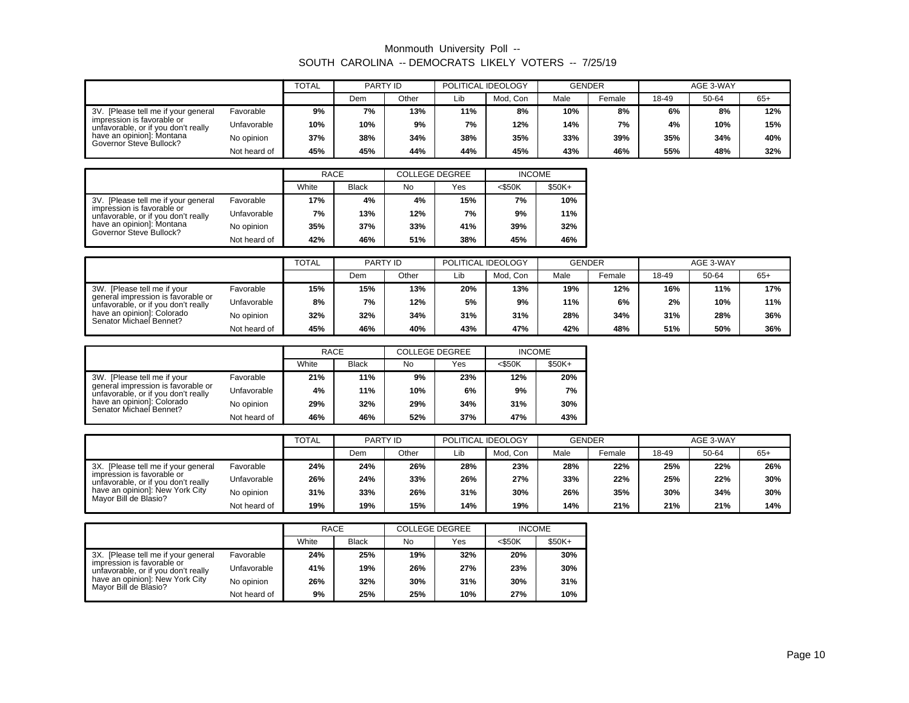# Monmouth University Poll --
## SOUTH CAROLINA -- DEMOCRATS LIKELY VOTERS -- 7/25/19

| | | TOTAL | PARTY ID | | POLITICAL IDEOLOGY | | GENDER | | AGE 3-WAY | | |
|---|---|---|---|---|---|---|---|---|---|---|---|
| | | | Dem | Other | Lib | Mod, Con | Male | Female | 18-49 | 50-64 | 65+ |
| 3V. [Please tell me if your general impression is favorable or unfavorable, or if you don't really have an opinion]: Montana Governor Steve Bullock? | Favorable | 9% | 7% | 13% | 11% | 8% | 10% | 8% | 6% | 8% | 12% |
| | Unfavorable | 10% | 10% | 9% | 7% | 12% | 14% | 7% | 4% | 10% | 15% |
| | No opinion | 37% | 38% | 34% | 38% | 35% | 33% | 39% | 35% | 34% | 40% |
| | Not heard of | 45% | 45% | 44% | 44% | 45% | 43% | 46% | 55% | 48% | 32% |

| | | RACE | | COLLEGE DEGREE | | INCOME | |
|---|---|---|---|---|---|---|---|
| | | White | Black | No | Yes | <$50K | $50K+ |
| 3V. [Please tell me if your general impression is favorable or unfavorable, or if you don't really have an opinion]: Montana Governor Steve Bullock? | Favorable | 17% | 4% | 4% | 15% | 7% | 10% |
| | Unfavorable | 7% | 13% | 12% | 7% | 9% | 11% |
| | No opinion | 35% | 37% | 33% | 41% | 39% | 32% |
| | Not heard of | 42% | 46% | 51% | 38% | 45% | 46% |

| | | TOTAL | PARTY ID | | POLITICAL IDEOLOGY | | GENDER | | AGE 3-WAY | | |
|---|---|---|---|---|---|---|---|---|---|---|---|
| | | | Dem | Other | Lib | Mod, Con | Male | Female | 18-49 | 50-64 | 65+ |
| 3W. [Please tell me if your general impression is favorable or unfavorable, or if you don't really have an opinion]: Colorado Senator Michael Bennet? | Favorable | 15% | 15% | 13% | 20% | 13% | 19% | 12% | 16% | 11% | 17% |
| | Unfavorable | 8% | 7% | 12% | 5% | 9% | 11% | 6% | 2% | 10% | 11% |
| | No opinion | 32% | 32% | 34% | 31% | 31% | 28% | 34% | 31% | 28% | 36% |
| | Not heard of | 45% | 46% | 40% | 43% | 47% | 42% | 48% | 51% | 50% | 36% |

| | | RACE | | COLLEGE DEGREE | | INCOME | |
|---|---|---|---|---|---|---|---|
| | | White | Black | No | Yes | <$50K | $50K+ |
| 3W. [Please tell me if your general impression is favorable or unfavorable, or if you don't really have an opinion]: Colorado Senator Michael Bennet? | Favorable | 21% | 11% | 9% | 23% | 12% | 20% |
| | Unfavorable | 4% | 11% | 10% | 6% | 9% | 7% |
| | No opinion | 29% | 32% | 29% | 34% | 31% | 30% |
| | Not heard of | 46% | 46% | 52% | 37% | 47% | 43% |

| | | TOTAL | PARTY ID | | POLITICAL IDEOLOGY | | GENDER | | AGE 3-WAY | | |
|---|---|---|---|---|---|---|---|---|---|---|---|
| | | | Dem | Other | Lib | Mod, Con | Male | Female | 18-49 | 50-64 | 65+ |
| 3X. [Please tell me if your general impression is favorable or unfavorable, or if you don't really have an opinion]: New York City Mayor Bill de Blasio? | Favorable | 24% | 24% | 26% | 28% | 23% | 28% | 22% | 25% | 22% | 26% |
| | Unfavorable | 26% | 24% | 33% | 26% | 27% | 33% | 22% | 25% | 22% | 30% |
| | No opinion | 31% | 33% | 26% | 31% | 30% | 26% | 35% | 30% | 34% | 30% |
| | Not heard of | 19% | 19% | 15% | 14% | 19% | 14% | 21% | 21% | 21% | 14% |

| | | RACE | | COLLEGE DEGREE | | INCOME | |
|---|---|---|---|---|---|---|---|
| | | White | Black | No | Yes | <$50K | $50K+ |
| 3X. [Please tell me if your general impression is favorable or unfavorable, or if you don't really have an opinion]: New York City Mayor Bill de Blasio? | Favorable | 24% | 25% | 19% | 32% | 20% | 30% |
| | Unfavorable | 41% | 19% | 26% | 27% | 23% | 30% |
| | No opinion | 26% | 32% | 30% | 31% | 30% | 31% |
| | Not heard of | 9% | 25% | 25% | 10% | 27% | 10% |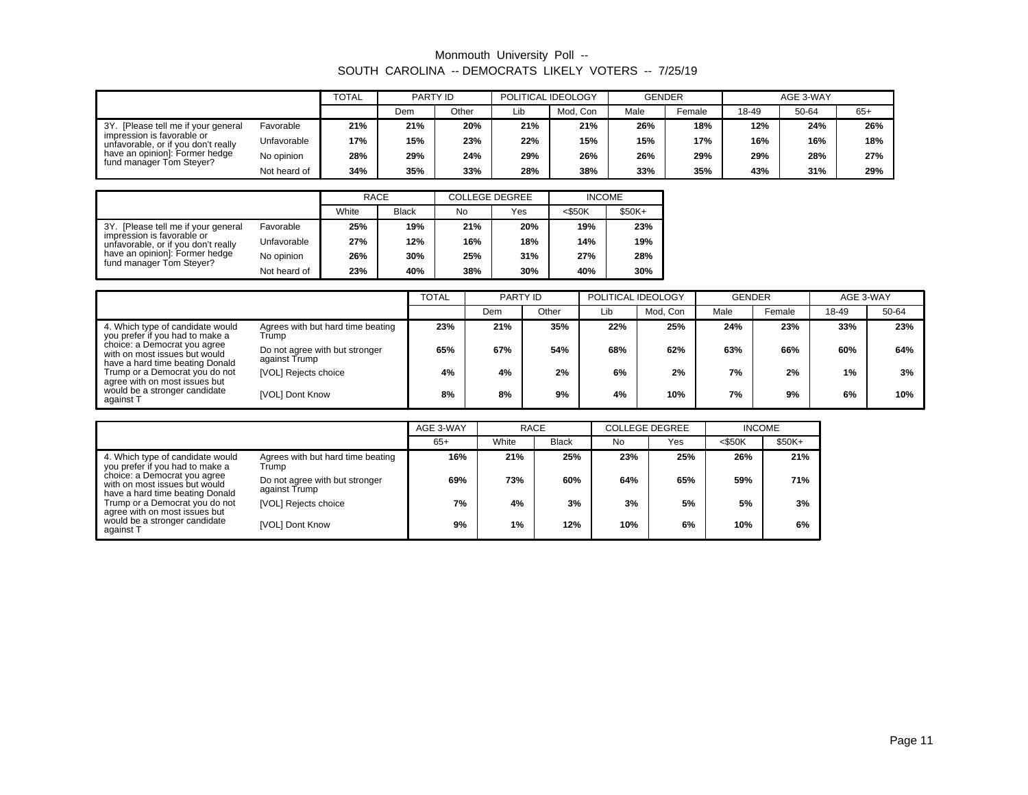Monmouth University Poll --
SOUTH CAROLINA -- DEMOCRATS LIKELY VOTERS -- 7/25/19

| | | TOTAL | PARTY ID | | POLITICAL IDEOLOGY | | GENDER | | AGE 3-WAY | | |
|---|---|---|---|---|---|---|---|---|---|---|---|
| | | | Dem | Other | Lib | Mod, Con | Male | Female | 18-49 | 50-64 | 65+ |
| 3Y. [Please tell me if your general impression is favorable or unfavorable, or if you don't really have an opinion]: Former hedge fund manager Tom Steyer? | Favorable | 21% | 21% | 20% | 21% | 21% | 26% | 18% | 12% | 24% | 26% |
| | Unfavorable | 17% | 15% | 23% | 22% | 15% | 15% | 17% | 16% | 16% | 18% |
| | No opinion | 28% | 29% | 24% | 29% | 26% | 26% | 29% | 29% | 28% | 27% |
| | Not heard of | 34% | 35% | 33% | 28% | 38% | 33% | 35% | 43% | 31% | 29% |

| | | RACE | | COLLEGE DEGREE | | INCOME | |
|---|---|---|---|---|---|---|---|
| | | White | Black | No | Yes | <$50K | $50K+ |
| 3Y. [Please tell me if your general impression is favorable or unfavorable, or if you don't really have an opinion]: Former hedge fund manager Tom Steyer? | Favorable | 25% | 19% | 21% | 20% | 19% | 23% |
| | Unfavorable | 27% | 12% | 16% | 18% | 14% | 19% |
| | No opinion | 26% | 30% | 25% | 31% | 27% | 28% |
| | Not heard of | 23% | 40% | 38% | 30% | 40% | 30% |

| | | TOTAL | PARTY ID | | POLITICAL IDEOLOGY | | GENDER | | AGE 3-WAY | |
|---|---|---|---|---|---|---|---|---|---|---|
| | | | Dem | Other | Lib | Mod, Con | Male | Female | 18-49 | 50-64 |
| 4. Which type of candidate would you prefer if you had to make a choice: a Democrat you agree with on most issues but would have a hard time beating Donald Trump or a Democrat you do not agree with on most issues but would be a stronger candidate against T | Agrees with but hard time beating Trump | 23% | 21% | 35% | 22% | 25% | 24% | 23% | 33% | 23% |
| | Do not agree with but stronger against Trump | 65% | 67% | 54% | 68% | 62% | 63% | 66% | 60% | 64% |
| | [VOL] Rejects choice | 4% | 4% | 2% | 6% | 2% | 7% | 2% | 1% | 3% |
| | [VOL] Dont Know | 8% | 8% | 9% | 4% | 10% | 7% | 9% | 6% | 10% |

| | | AGE 3-WAY | RACE | | COLLEGE DEGREE | | INCOME | |
|---|---|---|---|---|---|---|---|---|
| | | 65+ | White | Black | No | Yes | <$50K | $50K+ |
| 4. Which type of candidate would you prefer if you had to make a choice: a Democrat you agree with on most issues but would have a hard time beating Donald Trump or a Democrat you do not agree with on most issues but would be a stronger candidate against T | Agrees with but hard time beating Trump | 16% | 21% | 25% | 23% | 25% | 26% | 21% |
| | Do not agree with but stronger against Trump | 69% | 73% | 60% | 64% | 65% | 59% | 71% |
| | [VOL] Rejects choice | 7% | 4% | 3% | 3% | 5% | 5% | 3% |
| | [VOL] Dont Know | 9% | 1% | 12% | 10% | 6% | 10% | 6% |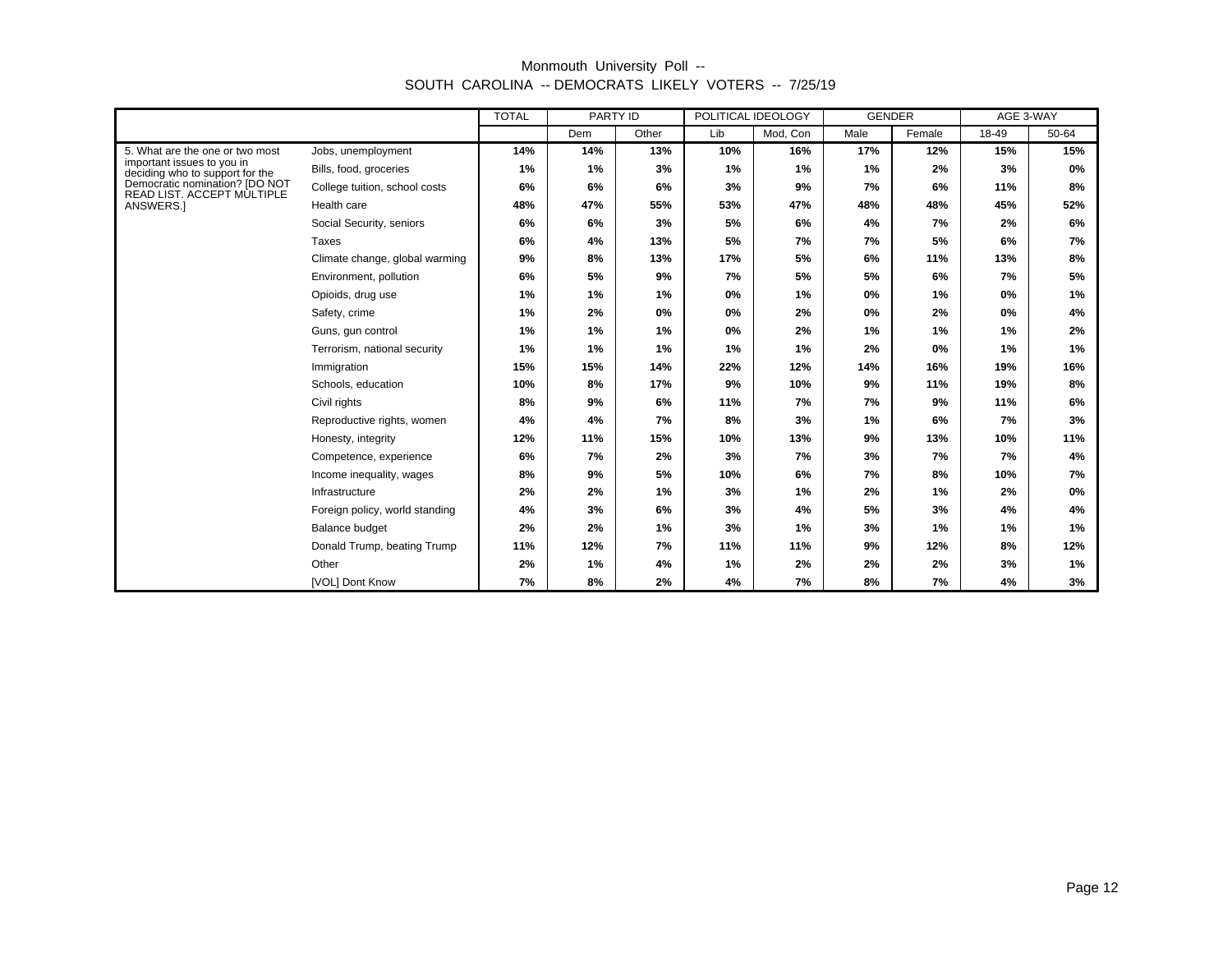Monmouth University Poll --
SOUTH CAROLINA -- DEMOCRATS LIKELY VOTERS -- 7/25/19

| | | TOTAL | PARTY ID | | POLITICAL IDEOLOGY | | GENDER | | AGE 3-WAY | |
|---|---|---|---|---|---|---|---|---|---|---|
| | | | Dem | Other | Lib | Mod, Con | Male | Female | 18-49 | 50-64 |
| 5. What are the one or two most important issues to you in deciding who to support for the Democratic nomination? [DO NOT READ LIST. ACCEPT MULTIPLE ANSWERS.] | Jobs, unemployment | 14% | 14% | 13% | 10% | 16% | 17% | 12% | 15% | 15% |
| | Bills, food, groceries | 1% | 1% | 3% | 1% | 1% | 1% | 2% | 3% | 0% |
| | College tuition, school costs | 6% | 6% | 6% | 3% | 9% | 7% | 6% | 11% | 8% |
| | Health care | 48% | 47% | 55% | 53% | 47% | 48% | 48% | 45% | 52% |
| | Social Security, seniors | 6% | 6% | 3% | 5% | 6% | 4% | 7% | 2% | 6% |
| | Taxes | 6% | 4% | 13% | 5% | 7% | 7% | 5% | 6% | 7% |
| | Climate change, global warming | 9% | 8% | 13% | 17% | 5% | 6% | 11% | 13% | 8% |
| | Environment, pollution | 6% | 5% | 9% | 7% | 5% | 5% | 6% | 7% | 5% |
| | Opioids, drug use | 1% | 1% | 1% | 0% | 1% | 0% | 1% | 0% | 1% |
| | Safety, crime | 1% | 2% | 0% | 0% | 2% | 0% | 2% | 0% | 4% |
| | Guns, gun control | 1% | 1% | 1% | 0% | 2% | 1% | 1% | 1% | 2% |
| | Terrorism, national security | 1% | 1% | 1% | 1% | 1% | 2% | 0% | 1% | 1% |
| | Immigration | 15% | 15% | 14% | 22% | 12% | 14% | 16% | 19% | 16% |
| | Schools, education | 10% | 8% | 17% | 9% | 10% | 9% | 11% | 19% | 8% |
| | Civil rights | 8% | 9% | 6% | 11% | 7% | 7% | 9% | 11% | 6% |
| | Reproductive rights, women | 4% | 4% | 7% | 8% | 3% | 1% | 6% | 7% | 3% |
| | Honesty, integrity | 12% | 11% | 15% | 10% | 13% | 9% | 13% | 10% | 11% |
| | Competence, experience | 6% | 7% | 2% | 3% | 7% | 3% | 7% | 7% | 4% |
| | Income inequality, wages | 8% | 9% | 5% | 10% | 6% | 7% | 8% | 10% | 7% |
| | Infrastructure | 2% | 2% | 1% | 3% | 1% | 2% | 1% | 2% | 0% |
| | Foreign policy, world standing | 4% | 3% | 6% | 3% | 4% | 5% | 3% | 4% | 4% |
| | Balance budget | 2% | 2% | 1% | 3% | 1% | 3% | 1% | 1% | 1% |
| | Donald Trump, beating Trump | 11% | 12% | 7% | 11% | 11% | 9% | 12% | 8% | 12% |
| | Other | 2% | 1% | 4% | 1% | 2% | 2% | 2% | 3% | 1% |
| | [VOL] Dont Know | 7% | 8% | 2% | 4% | 7% | 8% | 7% | 4% | 3% |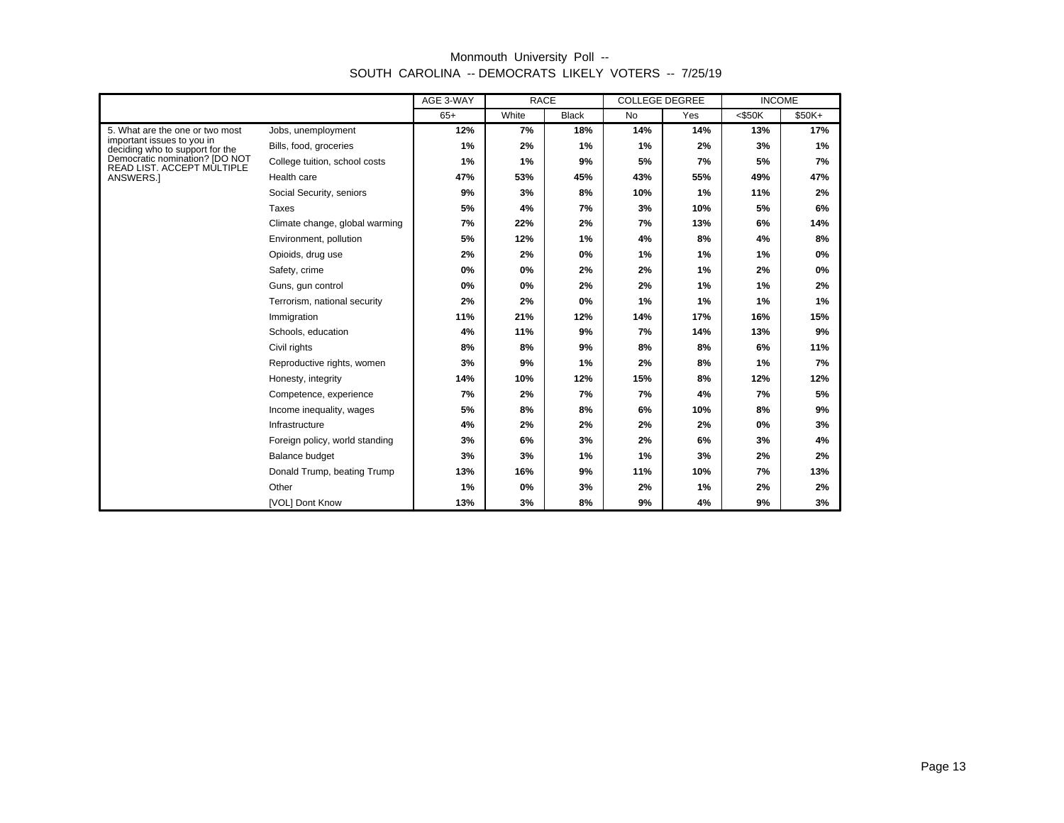Monmouth University Poll -- SOUTH CAROLINA -- DEMOCRATS LIKELY VOTERS -- 7/25/19

| | | AGE 3-WAY | RACE | | COLLEGE DEGREE | | INCOME | |
|---|---|---|---|---|---|---|---|---|
| | | 65+ | White | Black | No | Yes | <$50K | $50K+ |
| 5. What are the one or two most important issues to you in deciding who to support for the Democratic nomination? [DO NOT READ LIST. ACCEPT MULTIPLE ANSWERS.] | Jobs, unemployment | **12%** | **7%** | **18%** | **14%** | **14%** | **13%** | **17%** |
| | Bills, food, groceries | **1%** | **2%** | **1%** | **1%** | **2%** | **3%** | **1%** |
| | College tuition, school costs | **1%** | **1%** | **9%** | **5%** | **7%** | **5%** | **7%** |
| | Health care | **47%** | **53%** | **45%** | **43%** | **55%** | **49%** | **47%** |
| | Social Security, seniors | **9%** | **3%** | **8%** | **10%** | **1%** | **11%** | **2%** |
| | Taxes | **5%** | **4%** | **7%** | **3%** | **10%** | **5%** | **6%** |
| | Climate change, global warming | **7%** | **22%** | **2%** | **7%** | **13%** | **6%** | **14%** |
| | Environment, pollution | **5%** | **12%** | **1%** | **4%** | **8%** | **4%** | **8%** |
| | Opioids, drug use | **2%** | **2%** | **0%** | **1%** | **1%** | **1%** | **0%** |
| | Safety, crime | **0%** | **0%** | **2%** | **2%** | **1%** | **2%** | **0%** |
| | Guns, gun control | **0%** | **0%** | **2%** | **2%** | **1%** | **1%** | **2%** |
| | Terrorism, national security | **2%** | **2%** | **0%** | **1%** | **1%** | **1%** | **1%** |
| | Immigration | **11%** | **21%** | **12%** | **14%** | **17%** | **16%** | **15%** |
| | Schools, education | **4%** | **11%** | **9%** | **7%** | **14%** | **13%** | **9%** |
| | Civil rights | **8%** | **8%** | **9%** | **8%** | **8%** | **6%** | **11%** |
| | Reproductive rights, women | **3%** | **9%** | **1%** | **2%** | **8%** | **1%** | **7%** |
| | Honesty, integrity | **14%** | **10%** | **12%** | **15%** | **8%** | **12%** | **12%** |
| | Competence, experience | **7%** | **2%** | **7%** | **7%** | **4%** | **7%** | **5%** |
| | Income inequality, wages | **5%** | **8%** | **8%** | **6%** | **10%** | **8%** | **9%** |
| | Infrastructure | **4%** | **2%** | **2%** | **2%** | **2%** | **0%** | **3%** |
| | Foreign policy, world standing | **3%** | **6%** | **3%** | **2%** | **6%** | **3%** | **4%** |
| | Balance budget | **3%** | **3%** | **1%** | **1%** | **3%** | **2%** | **2%** |
| | Donald Trump, beating Trump | **13%** | **16%** | **9%** | **11%** | **10%** | **7%** | **13%** |
| | Other | **1%** | **0%** | **3%** | **2%** | **1%** | **2%** | **2%** |
| | [VOL] Dont Know | **13%** | **3%** | **8%** | **9%** | **4%** | **9%** | **3%** |